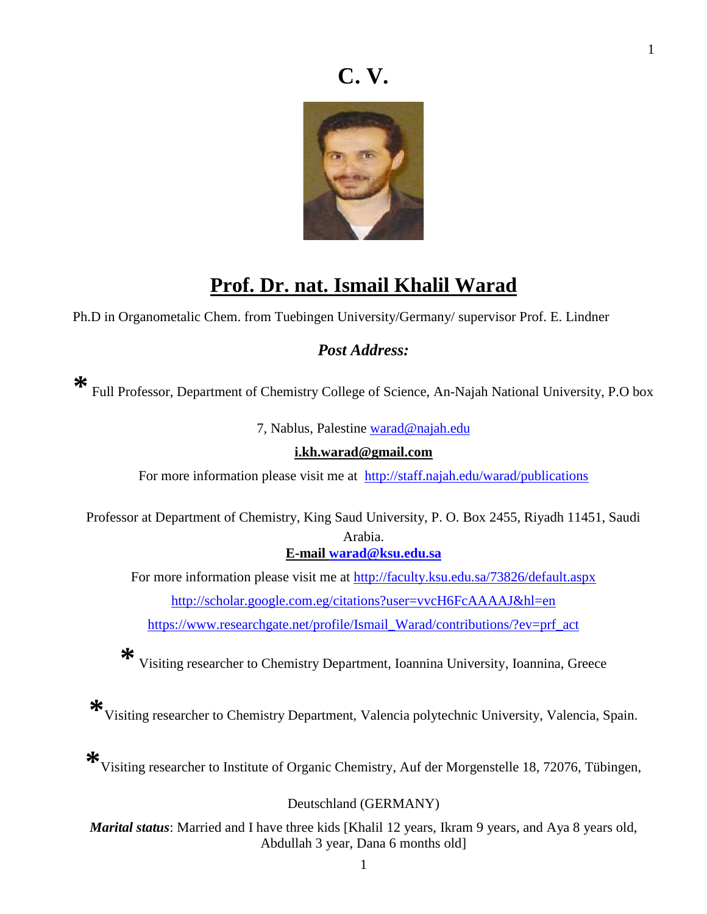# C. V.

## Prof. Dr. nat. Ismail Khalil Warad

Ph.D in Organometalic Chem. from Tuebingen University/Germany/ supervisor Prof. E. Lindner

### *Post Address:*

* Full Professor, Department of Chemistry College of Science, An-Najah National University, P.O box 7, Nablus, Palestine warad@najah.edu

**i.kh.warad@gmail.com**

For more information please visit me at http://staff.najah.edu/warad/publications

Professor at Department of Chemistry, King Saud University, P. O. Box 2455, Riyadh 11451, Saudi Arabia.

**E-mail warad@ksu.edu.sa**

For more information please visit me at http://faculty.ksu.edu.sa/73826/default.aspx

http://scholar.google.com.eg/citations?user=vvcH6FcAAAAJ&hl=en

https://www.researchgate.net/profile/Ismail_Warad/contributions/?ev=prf_act

* Visiting researcher to Chemistry Department, Ioannina University, Ioannina, Greece

* Visiting researcher to Chemistry Department, Valencia polytechnic University, Valencia, Spain.

* Visiting researcher to Institute of Organic Chemistry, Auf der Morgenstelle 18, 72076, Tübingen, Deutschland (GERMANY)

***Marital status***: Married and I have three kids [Khalil 12 years, Ikram 9 years, and Aya 8 years old, Abdullah 3 year, Dana 6 months old]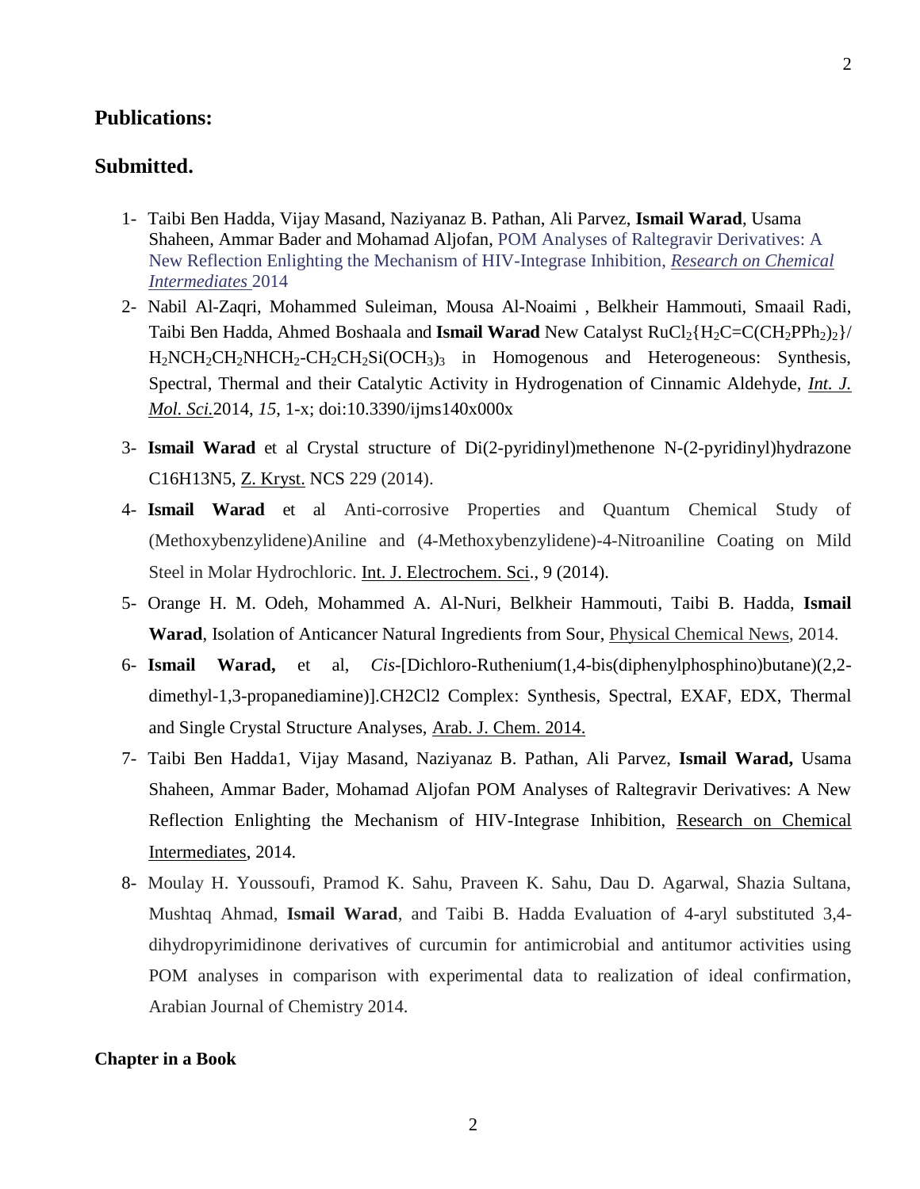## Publications:

## Submitted.

1- Taibi Ben Hadda, Vijay Masand, Naziyanaz B. Pathan, Ali Parvez, **Ismail Warad**, Usama Shaheen, Ammar Bader and Mohamad Aljofan, POM Analyses of Raltegravir Derivatives: A New Reflection Enlighting the Mechanism of HIV-Integrase Inhibition, *Research on Chemical Intermediates* 2014

2- Nabil Al-Zaqri, Mohammed Suleiman, Mousa Al-Noaimi , Belkheir Hammouti, Smaail Radi, Taibi Ben Hadda, Ahmed Boshaala and **Ismail Warad** New Catalyst $RuCl_2\{H_2C{=}C(CH_2PPh_2)_2\}/H_2NCH_2CH_2NHCH_2\text{-}CH_2CH_2Si(OCH_3)_3$ in Homogenous and Heterogeneous: Synthesis, Spectral, Thermal and their Catalytic Activity in Hydrogenation of Cinnamic Aldehyde, *Int. J. Mol. Sci.* 2014, *15*, 1-x; doi:10.3390/ijms140x000x

3- **Ismail Warad** et al Crystal structure of Di(2-pyridinyl)methenone N-(2-pyridinyl)hydrazone C16H13N5, Z. Kryst. NCS 229 (2014).

4- **Ismail Warad** et al Anti-corrosive Properties and Quantum Chemical Study of (Methoxybenzylidene)Aniline and (4-Methoxybenzylidene)-4-Nitroaniline Coating on Mild Steel in Molar Hydrochloric. Int. J. Electrochem. Sci., 9 (2014).

5- Orange H. M. Odeh, Mohammed A. Al-Nuri, Belkheir Hammouti, Taibi B. Hadda, **Ismail Warad**, Isolation of Anticancer Natural Ingredients from Sour, Physical Chemical News, 2014.

6- **Ismail Warad,** et al, *Cis*-[Dichloro-Ruthenium(1,4-bis(diphenylphosphino)butane)(2,2-dimethyl-1,3-propanediamine)].CH2Cl2 Complex: Synthesis, Spectral, EXAF, EDX, Thermal and Single Crystal Structure Analyses, Arab. J. Chem. 2014.

7- Taibi Ben Hadda1, Vijay Masand, Naziyanaz B. Pathan, Ali Parvez, **Ismail Warad,** Usama Shaheen, Ammar Bader, Mohamad Aljofan POM Analyses of Raltegravir Derivatives: A New Reflection Enlighting the Mechanism of HIV-Integrase Inhibition, Research on Chemical Intermediates, 2014.

8- Moulay H. Youssoufi, Pramod K. Sahu, Praveen K. Sahu, Dau D. Agarwal, Shazia Sultana, Mushtaq Ahmad, **Ismail Warad**, and Taibi B. Hadda Evaluation of 4-aryl substituted 3,4-dihydropyrimidinone derivatives of curcumin for antimicrobial and antitumor activities using POM analyses in comparison with experimental data to realization of ideal confirmation, Arabian Journal of Chemistry 2014.

### Chapter in a Book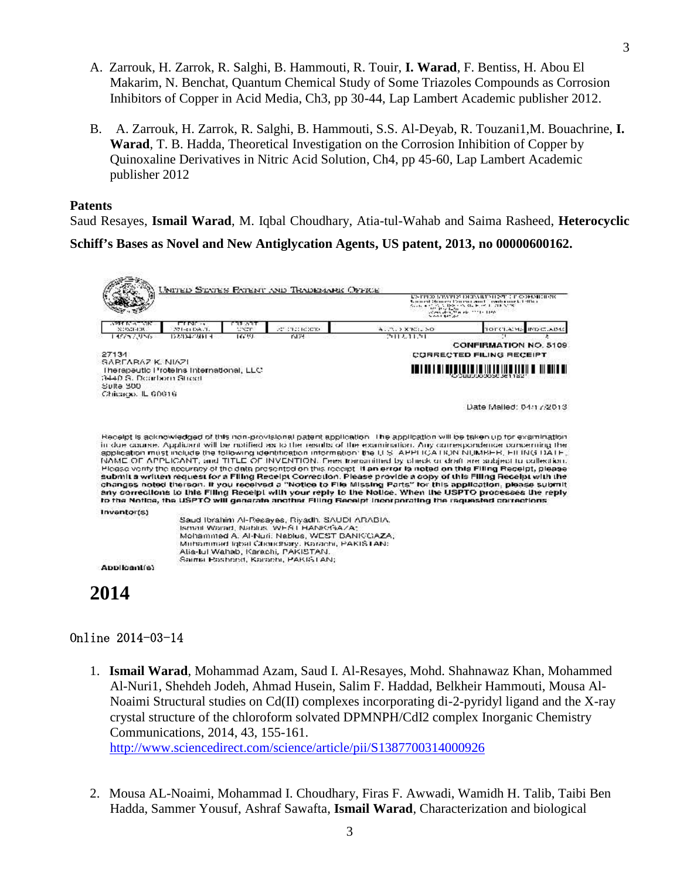A. Zarrouk, H. Zarrok, R. Salghi, B. Hammouti, R. Touir, **I. Warad**, F. Bentiss, H. Abou El Makarim, N. Benchat, Quantum Chemical Study of Some Triazoles Compounds as Corrosion Inhibitors of Copper in Acid Media, Ch3, pp 30-44, Lap Lambert Academic publisher 2012.

B. A. Zarrouk, H. Zarrok, R. Salghi, B. Hammouti, S.S. Al-Deyab, R. Touzani1,M. Bouachrine, **I. Warad**, T. B. Hadda, Theoretical Investigation on the Corrosion Inhibition of Copper by Quinoxaline Derivatives in Nitric Acid Solution, Ch4, pp 45-60, Lap Lambert Academic publisher 2012

**Patents**

Saud Resayes, **Ismail Warad**, M. Iqbal Choudhary, Atia-tul-Wahab and Saima Rasheed, **Heterocyclic Schiff's Bases as Novel and New Antiglycation Agents, US patent, 2013, no 00000600162.**

UNITED STATES PATENT AND TRADEMARK OFFICE

CONFIRMATION NO. 5109

CORRECTED FILING RECEIPT

27134
SARFARAZ K. NIAZI
Therapeutic Proteins International, LLC
3440 S. Dearborn Street
Suite 300
Chicago, IL 60616

Date Mailed: 04/17/2013

Receipt is acknowledged of this non-provisional patent application. The application will be taken up for examination in due course. Applicant will be notified as to the results of the examination. Any correspondence concerning the application must include the following identification information: the U.S. APPLICATION NUMBER, FILING DATE, NAME OF APPLICANT, and TITLE OF INVENTION. Fees transmitted by check or draft are subject to collection. Please verify the accuracy of the data presented on this receipt. **If an error is noted on this Filing Receipt, please submit a written request for a Filing Receipt Correction. Please provide a copy of this Filing Receipt with the changes noted thereon. If you received a "Notice to File Missing Parts" for this application, please submit any corrections to this Filing Receipt with your reply to the Notice. When the USPTO processes the reply to the Notice, the USPTO will generate another Filing Receipt incorporating the requested corrections**

Inventor(s)

Saud Ibrahim Al-Resayes, Riyadh, SAUDI ARABIA;
Ismail Warad, Nablus, WEST BANK/GAZA;
Mohammed A. Al-Nuri, Nablus, WEST BANK/GAZA;
Muhammad Iqbal Choudhary, Karachi, PAKISTAN;
Atia-tul Wahab, Karachi, PAKISTAN;
Saima Rasheed, Karachi, PAKISTAN;

Applicant(s)

# 2014

Online 2014-03-14

1. **Ismail Warad**, Mohammad Azam, Saud I. Al-Resayes, Mohd. Shahnawaz Khan, Mohammed Al-Nuri1, Shehdeh Jodeh, Ahmad Husein, Salim F. Haddad, Belkheir Hammouti, Mousa Al-Noaimi Structural studies on Cd(II) complexes incorporating di-2-pyridyl ligand and the X-ray crystal structure of the chloroform solvated DPMNPH/CdI2 complex Inorganic Chemistry Communications, 2014, 43, 155-161.
http://www.sciencedirect.com/science/article/pii/S1387700314000926

2. Mousa AL-Noaimi, Mohammad I. Choudhary, Firas F. Awwadi, Wamidh H. Talib, Taibi Ben Hadda, Sammer Yousuf, Ashraf Sawafta, **Ismail Warad**, Characterization and biological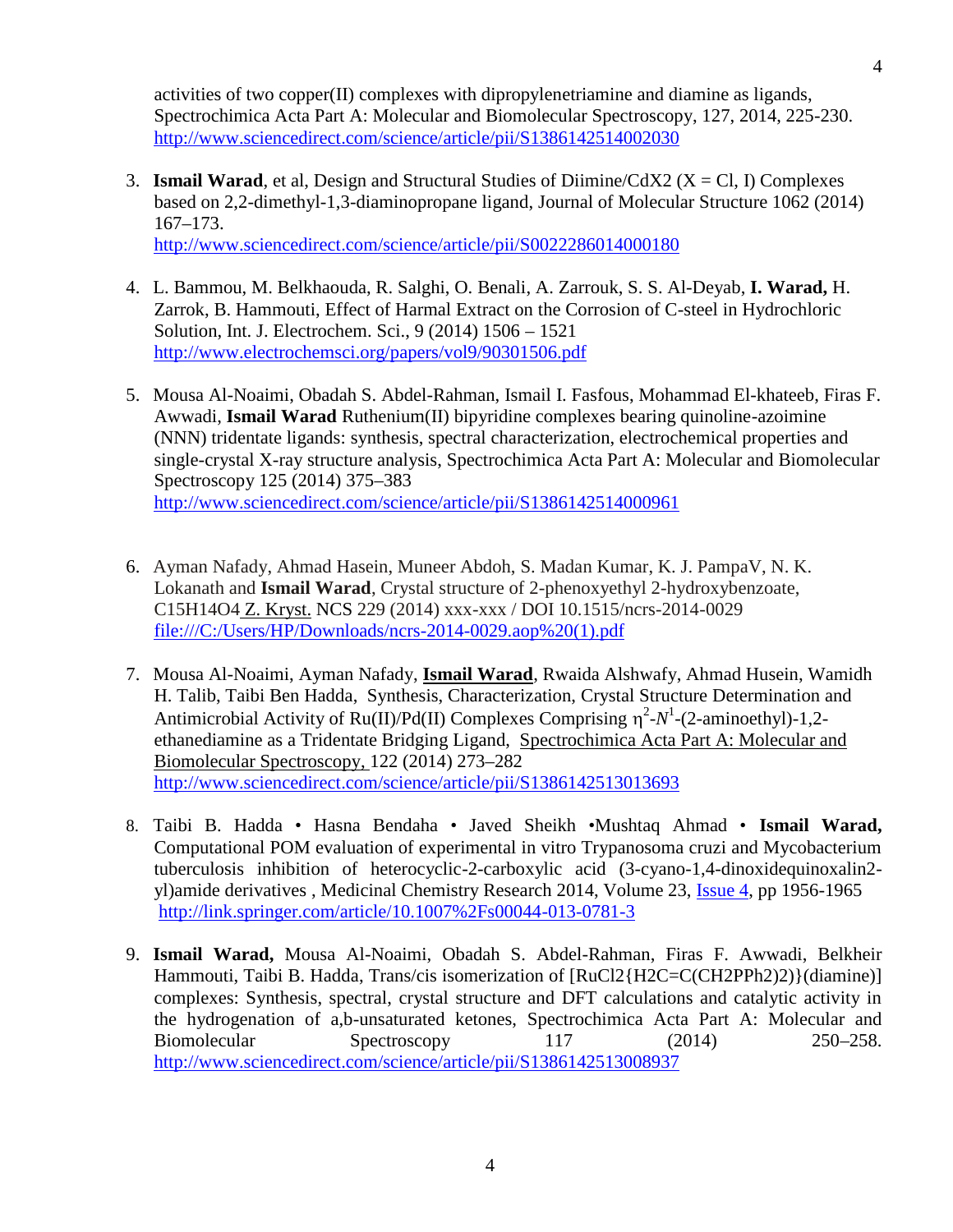activities of two copper(II) complexes with dipropylenetriamine and diamine as ligands, Spectrochimica Acta Part A: Molecular and Biomolecular Spectroscopy, 127, 2014, 225-230. http://www.sciencedirect.com/science/article/pii/S1386142514002030

3. **Ismail Warad**, et al, Design and Structural Studies of Diimine/CdX2 (X = Cl, I) Complexes based on 2,2-dimethyl-1,3-diaminopropane ligand, Journal of Molecular Structure 1062 (2014) 167–173. http://www.sciencedirect.com/science/article/pii/S0022286014000180

4. L. Bammou, M. Belkhaouda, R. Salghi, O. Benali, A. Zarrouk, S. S. Al-Deyab, **I. Warad,** H. Zarrok, B. Hammouti, Effect of Harmal Extract on the Corrosion of C-steel in Hydrochloric Solution, Int. J. Electrochem. Sci., 9 (2014) 1506 – 1521 http://www.electrochemsci.org/papers/vol9/90301506.pdf

5. Mousa Al-Noaimi, Obadah S. Abdel-Rahman, Ismail I. Fasfous, Mohammad El-khateeb, Firas F. Awwadi, **Ismail Warad** Ruthenium(II) bipyridine complexes bearing quinoline-azoimine (NNN) tridentate ligands: synthesis, spectral characterization, electrochemical properties and single-crystal X-ray structure analysis, Spectrochimica Acta Part A: Molecular and Biomolecular Spectroscopy 125 (2014) 375–383 http://www.sciencedirect.com/science/article/pii/S1386142514000961

6. Ayman Nafady, Ahmad Hasein, Muneer Abdoh, S. Madan Kumar, K. J. PampaV, N. K. Lokanath and **Ismail Warad**, Crystal structure of 2-phenoxyethyl 2-hydroxybenzoate, C15H14O4 Z. Kryst. NCS 229 (2014) xxx-xxx / DOI 10.1515/ncrs-2014-0029 file:///C:/Users/HP/Downloads/ncrs-2014-0029.aop%20(1).pdf

7. Mousa Al-Noaimi, Ayman Nafady, **Ismail Warad**, Rwaida Alshwafy, Ahmad Husein, Wamidh H. Talib, Taibi Ben Hadda, Synthesis, Characterization, Crystal Structure Determination and Antimicrobial Activity of Ru(II)/Pd(II) Complexes Comprising $\eta^2$-$N^1$-(2-aminoethyl)-1,2-ethanediamine as a Tridentate Bridging Ligand, Spectrochimica Acta Part A: Molecular and Biomolecular Spectroscopy, 122 (2014) 273–282 http://www.sciencedirect.com/science/article/pii/S1386142513013693

8. Taibi B. Hadda • Hasna Bendaha • Javed Sheikh •Mushtaq Ahmad • **Ismail Warad,** Computational POM evaluation of experimental in vitro Trypanosoma cruzi and Mycobacterium tuberculosis inhibition of heterocyclic-2-carboxylic acid (3-cyano-1,4-dinoxidequinoxalin2-yl)amide derivatives , Medicinal Chemistry Research 2014, Volume 23, Issue 4, pp 1956-1965 http://link.springer.com/article/10.1007%2Fs00044-013-0781-3

9. **Ismail Warad,** Mousa Al-Noaimi, Obadah S. Abdel-Rahman, Firas F. Awwadi, Belkheir Hammouti, Taibi B. Hadda, Trans/cis isomerization of [RuCl2{H2C=C(CH2PPh2)2}(diamine)] complexes: Synthesis, spectral, crystal structure and DFT calculations and catalytic activity in the hydrogenation of a,b-unsaturated ketones, Spectrochimica Acta Part A: Molecular and Biomolecular Spectroscopy 117 (2014) 250–258. http://www.sciencedirect.com/science/article/pii/S1386142513008937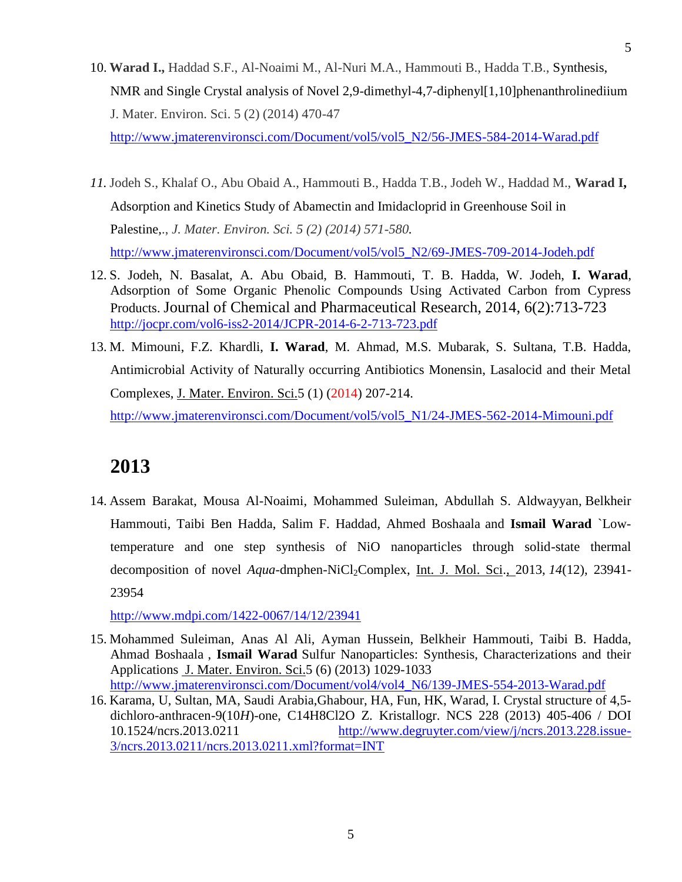10. **Warad I.,** Haddad S.F., Al-Noaimi M., Al-Nuri M.A., Hammouti B., Hadda T.B., Synthesis, NMR and Single Crystal analysis of Novel 2,9-dimethyl-4,7-diphenyl[1,10]phenanthrolinediium J. Mater. Environ. Sci. 5 (2) (2014) 470-47
    http://www.jmaterenvironsci.com/Document/vol5/vol5_N2/56-JMES-584-2014-Warad.pdf

11. Jodeh S., Khalaf O., Abu Obaid A., Hammouti B., Hadda T.B., Jodeh W., Haddad M., **Warad I,** Adsorption and Kinetics Study of Abamectin and Imidacloprid in Greenhouse Soil in Palestine,., *J. Mater. Environ. Sci. 5 (2) (2014) 571-580.*
    http://www.jmaterenvironsci.com/Document/vol5/vol5_N2/69-JMES-709-2014-Jodeh.pdf

12. S. Jodeh, N. Basalat, A. Abu Obaid, B. Hammouti, T. B. Hadda, W. Jodeh, **I. Warad**, Adsorption of Some Organic Phenolic Compounds Using Activated Carbon from Cypress Products. Journal of Chemical and Pharmaceutical Research, 2014, 6(2):713-723
    http://jocpr.com/vol6-iss2-2014/JCPR-2014-6-2-713-723.pdf

13. M. Mimouni, F.Z. Khardli, **I. Warad**, M. Ahmad, M.S. Mubarak, S. Sultana, T.B. Hadda, Antimicrobial Activity of Naturally occurring Antibiotics Monensin, Lasalocid and their Metal Complexes, J. Mater. Environ. Sci.5 (1) (2014) 207-214.
    http://www.jmaterenvironsci.com/Document/vol5/vol5_N1/24-JMES-562-2014-Mimouni.pdf

## 2013

14. Assem Barakat, Mousa Al-Noaimi, Mohammed Suleiman, Abdullah S. Aldwayyan, Belkheir Hammouti, Taibi Ben Hadda, Salim F. Haddad, Ahmed Boshaala and **Ismail Warad** `Low-temperature and one step synthesis of NiO nanoparticles through solid-state thermal decomposition of novel *Aqua*-dmphen-$NiCl_2$Complex, Int. J. Mol. Sci., 2013, *14*(12), 23941-23954
    http://www.mdpi.com/1422-0067/14/12/23941

15. Mohammed Suleiman, Anas Al Ali, Ayman Hussein, Belkheir Hammouti, Taibi B. Hadda, Ahmad Boshaala , **Ismail Warad** Sulfur Nanoparticles: Synthesis, Characterizations and their Applications J. Mater. Environ. Sci.5 (6) (2013) 1029-1033
    http://www.jmaterenvironsci.com/Document/vol4/vol4_N6/139-JMES-554-2013-Warad.pdf

16. Karama, U, Sultan, MA, Saudi Arabia,Ghabour, HA, Fun, HK, Warad, I. Crystal structure of 4,5-dichloro-anthracen-9(10*H*)-one, C14H8Cl2O Z. Kristallogr. NCS 228 (2013) 405-406 / DOI 10.1524/ncrs.2013.0211 http://www.degruyter.com/view/j/ncrs.2013.228.issue-3/ncrs.2013.0211/ncrs.2013.0211.xml?format=INT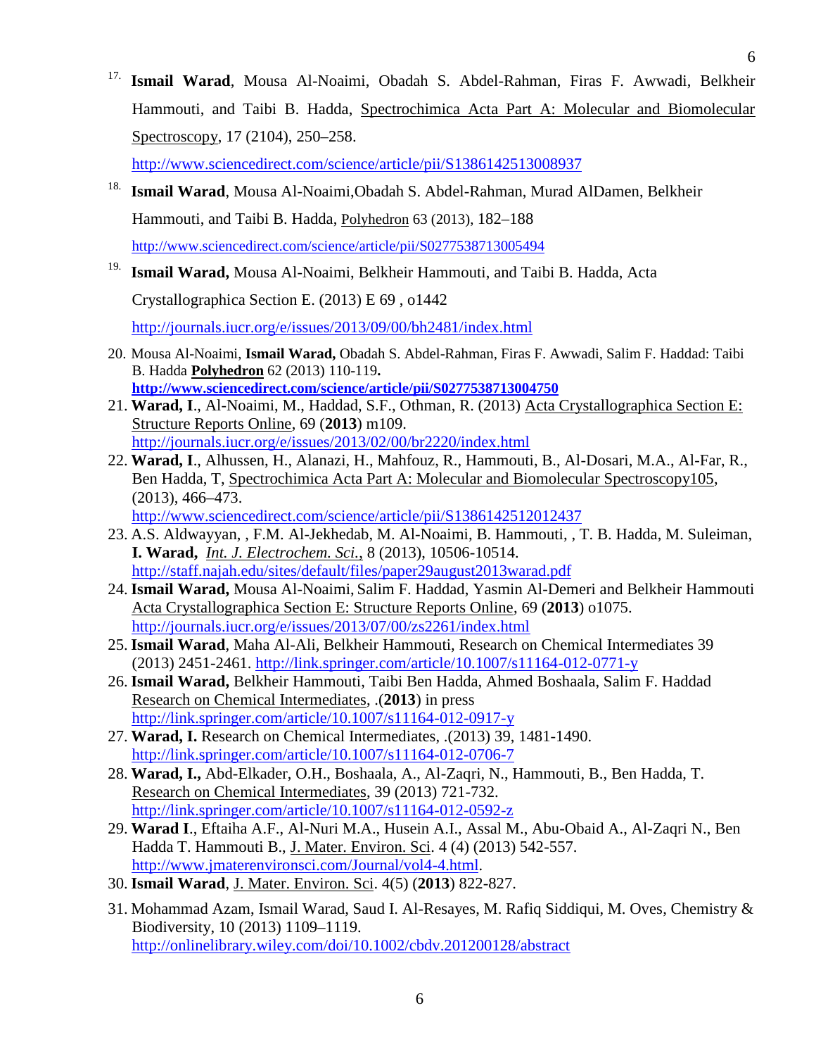17. **Ismail Warad**, Mousa Al-Noaimi, Obadah S. Abdel-Rahman, Firas F. Awwadi, Belkheir Hammouti, and Taibi B. Hadda, Spectrochimica Acta Part A: Molecular and Biomolecular Spectroscopy, 17 (2104), 250–258.
    http://www.sciencedirect.com/science/article/pii/S1386142513008937
18. **Ismail Warad**, Mousa Al-Noaimi,Obadah S. Abdel-Rahman, Murad AlDamen, Belkheir Hammouti, and Taibi B. Hadda, Polyhedron 63 (2013), 182–188
    http://www.sciencedirect.com/science/article/pii/S0277538713005494
19. **Ismail Warad,** Mousa Al-Noaimi, Belkheir Hammouti, and Taibi B. Hadda, Acta Crystallographica Section E. (2013) E 69 , o1442
    http://journals.iucr.org/e/issues/2013/09/00/bh2481/index.html
20. Mousa Al-Noaimi, **Ismail Warad,** Obadah S. Abdel-Rahman, Firas F. Awwadi, Salim F. Haddad: Taibi B. Hadda **Polyhedron** 62 (2013) 110-119**.**
    **http://www.sciencedirect.com/science/article/pii/S0277538713004750**
21. **Warad, I**., Al-Noaimi, M., Haddad, S.F., Othman, R. (2013) Acta Crystallographica Section E: Structure Reports Online, 69 (**2013**) m109.
    http://journals.iucr.org/e/issues/2013/02/00/br2220/index.html
22. **Warad, I**., Alhussen, H., Alanazi, H., Mahfouz, R., Hammouti, B., Al-Dosari, M.A., Al-Far, R., Ben Hadda, T, Spectrochimica Acta Part A: Molecular and Biomolecular Spectroscopy105, (2013), 466–473.
    http://www.sciencedirect.com/science/article/pii/S1386142512012437
23. A.S. Aldwayyan, , F.M. Al-Jekhedab, M. Al-Noaimi, B. Hammouti, , T. B. Hadda, M. Suleiman, **I. Warad,** *Int. J. Electrochem. Sci.*, 8 (2013), 10506-10514.
    http://staff.najah.edu/sites/default/files/paper29august2013warad.pdf
24. **Ismail Warad,** Mousa Al-Noaimi, Salim F. Haddad, Yasmin Al-Demeri and Belkheir Hammouti Acta Crystallographica Section E: Structure Reports Online, 69 (**2013**) o1075.
    http://journals.iucr.org/e/issues/2013/07/00/zs2261/index.html
25. **Ismail Warad**, Maha Al-Ali, Belkheir Hammouti, Research on Chemical Intermediates 39 (2013) 2451-2461. http://link.springer.com/article/10.1007/s11164-012-0771-y
26. **Ismail Warad,** Belkheir Hammouti, Taibi Ben Hadda, Ahmed Boshaala, Salim F. Haddad Research on Chemical Intermediates, .(**2013**) in press
    http://link.springer.com/article/10.1007/s11164-012-0917-y
27. **Warad, I.** Research on Chemical Intermediates, .(2013) 39, 1481-1490.
    http://link.springer.com/article/10.1007/s11164-012-0706-7
28. **Warad, I.,** Abd-Elkader, O.H., Boshaala, A., Al-Zaqri, N., Hammouti, B., Ben Hadda, T. Research on Chemical Intermediates, 39 (2013) 721-732.
    http://link.springer.com/article/10.1007/s11164-012-0592-z
29. **Warad I**., Eftaiha A.F., Al-Nuri M.A., Husein A.I., Assal M., Abu-Obaid A., Al-Zaqri N., Ben Hadda T. Hammouti B., J. Mater. Environ. Sci. 4 (4) (2013) 542-557.
    http://www.jmaterenvironsci.com/Journal/vol4-4.html.
30. **Ismail Warad**, J. Mater. Environ. Sci. 4(5) (**2013**) 822-827.
31. Mohammad Azam, Ismail Warad, Saud I. Al-Resayes, M. Rafiq Siddiqui, M. Oves, Chemistry & Biodiversity, 10 (2013) 1109–1119.
    http://onlinelibrary.wiley.com/doi/10.1002/cbdv.201200128/abstract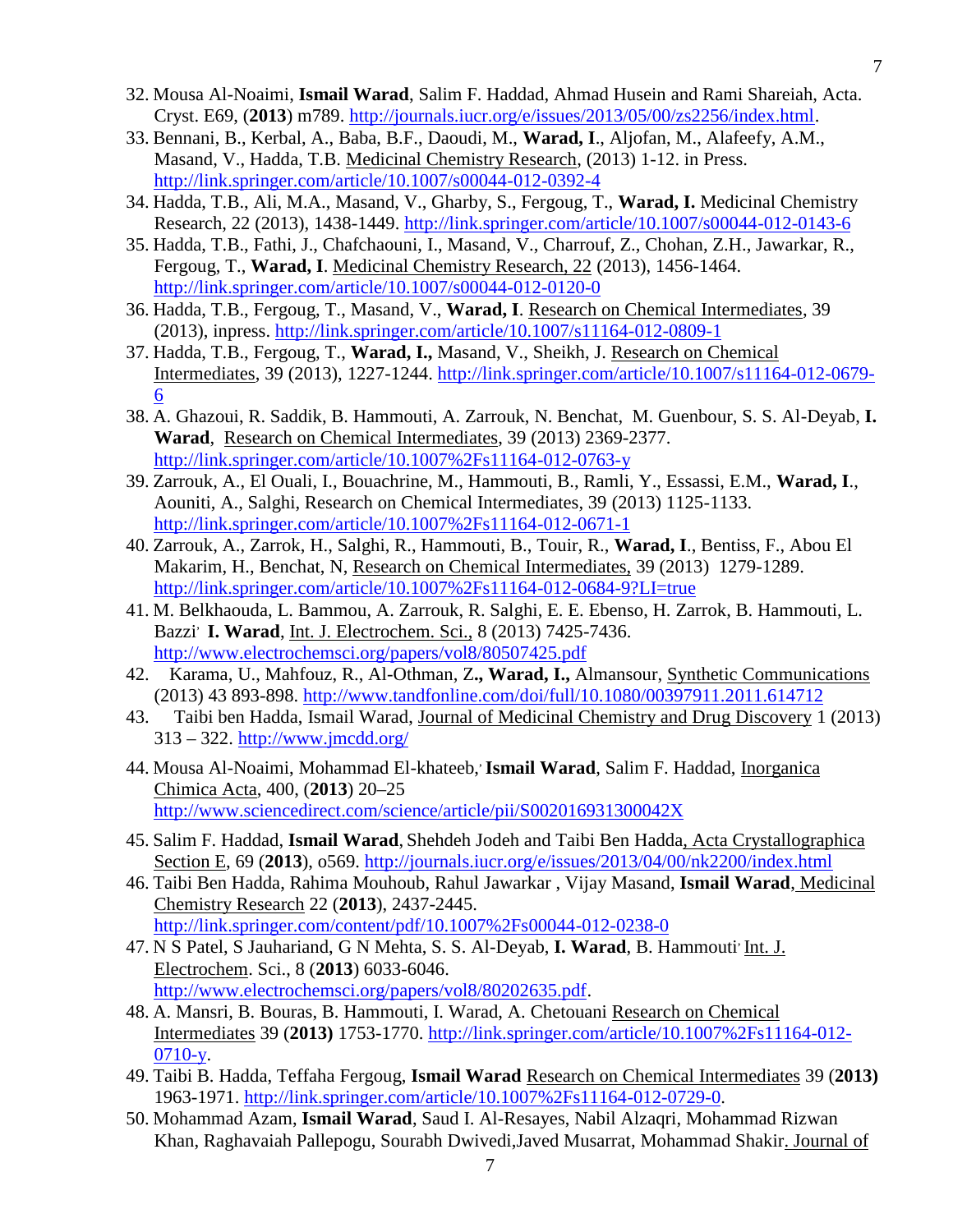32. Mousa Al-Noaimi, **Ismail Warad**, Salim F. Haddad, Ahmad Husein and Rami Shareiah, Acta. Cryst. E69, (**2013**) m789. http://journals.iucr.org/e/issues/2013/05/00/zs2256/index.html.
33. Bennani, B., Kerbal, A., Baba, B.F., Daoudi, M., **Warad, I**., Aljofan, M., Alafeefy, A.M., Masand, V., Hadda, T.B. Medicinal Chemistry Research, (2013) 1-12. in Press. http://link.springer.com/article/10.1007/s00044-012-0392-4
34. Hadda, T.B., Ali, M.A., Masand, V., Gharby, S., Fergoug, T., **Warad, I.** Medicinal Chemistry Research, 22 (2013), 1438-1449. http://link.springer.com/article/10.1007/s00044-012-0143-6
35. Hadda, T.B., Fathi, J., Chafchaouni, I., Masand, V., Charrouf, Z., Chohan, Z.H., Jawarkar, R., Fergoug, T., **Warad, I**. Medicinal Chemistry Research, 22 (2013), 1456-1464. http://link.springer.com/article/10.1007/s00044-012-0120-0
36. Hadda, T.B., Fergoug, T., Masand, V., **Warad, I**. Research on Chemical Intermediates, 39 (2013), inpress. http://link.springer.com/article/10.1007/s11164-012-0809-1
37. Hadda, T.B., Fergoug, T., **Warad, I.,** Masand, V., Sheikh, J. Research on Chemical Intermediates, 39 (2013), 1227-1244. http://link.springer.com/article/10.1007/s11164-012-0679-6
38. A. Ghazoui, R. Saddik, B. Hammouti, A. Zarrouk, N. Benchat, M. Guenbour, S. S. Al-Deyab, **I. Warad**, Research on Chemical Intermediates, 39 (2013) 2369-2377. http://link.springer.com/article/10.1007%2Fs11164-012-0763-y
39. Zarrouk, A., El Ouali, I., Bouachrine, M., Hammouti, B., Ramli, Y., Essassi, E.M., **Warad, I**., Aouniti, A., Salghi, Research on Chemical Intermediates, 39 (2013) 1125-1133. http://link.springer.com/article/10.1007%2Fs11164-012-0671-1
40. Zarrouk, A., Zarrok, H., Salghi, R., Hammouti, B., Touir, R., **Warad, I**., Bentiss, F., Abou El Makarim, H., Benchat, N, Research on Chemical Intermediates, 39 (2013) 1279-1289. http://link.springer.com/article/10.1007%2Fs11164-012-0684-9?LI=true
41. M. Belkhaouda, L. Bammou, A. Zarrouk, R. Salghi, E. E. Ebenso, H. Zarrok, B. Hammouti, L. Bazzi, **I. Warad**, Int. J. Electrochem. Sci., 8 (2013) 7425-7436. http://www.electrochemsci.org/papers/vol8/80507425.pdf
42. Karama, U., Mahfouz, R., Al-Othman, Z**., Warad, I.,** Almansour, Synthetic Communications (2013) 43 893-898. http://www.tandfonline.com/doi/full/10.1080/00397911.2011.614712
43. Taibi ben Hadda, Ismail Warad, Journal of Medicinal Chemistry and Drug Discovery 1 (2013) 313 – 322. http://www.jmcdd.org/
44. Mousa Al-Noaimi, Mohammad El-khateeb, **Ismail Warad**, Salim F. Haddad, Inorganica Chimica Acta, 400, (**2013**) 20–25 http://www.sciencedirect.com/science/article/pii/S002016931300042X
45. Salim F. Haddad, **Ismail Warad**, Shehdeh Jodeh and Taibi Ben Hadda, Acta Crystallographica Section E, 69 (**2013**), o569. http://journals.iucr.org/e/issues/2013/04/00/nk2200/index.html
46. Taibi Ben Hadda, Rahima Mouhoub, Rahul Jawarkar , Vijay Masand, **Ismail Warad**, Medicinal Chemistry Research 22 (**2013**), 2437-2445. http://link.springer.com/content/pdf/10.1007%2Fs00044-012-0238-0
47. N S Patel, S Jauhariand, G N Mehta, S. S. Al-Deyab, **I. Warad**, B. Hammouti, Int. J. Electrochem. Sci., 8 (**2013**) 6033-6046. http://www.electrochemsci.org/papers/vol8/80202635.pdf.
48. A. Mansri, B. Bouras, B. Hammouti, I. Warad, A. Chetouani Research on Chemical Intermediates 39 (**2013)** 1753-1770. http://link.springer.com/article/10.1007%2Fs11164-012-0710-y.
49. Taibi B. Hadda, Teffaha Fergoug, **Ismail Warad** Research on Chemical Intermediates 39 (**2013)** 1963-1971. http://link.springer.com/article/10.1007%2Fs11164-012-0729-0.
50. Mohammad Azam, **Ismail Warad**, Saud I. Al-Resayes, Nabil Alzaqri, Mohammad Rizwan Khan, Raghavaiah Pallepogu, Sourabh Dwivedi,Javed Musarrat, Mohammad Shakir. Journal of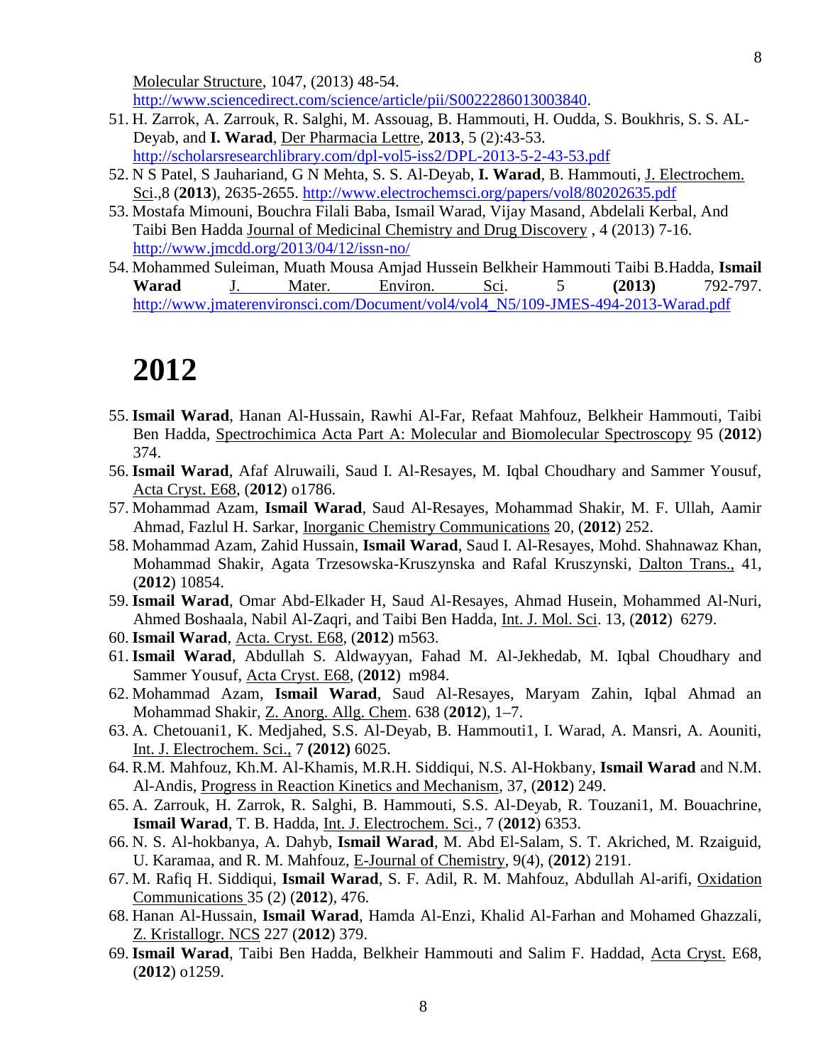Molecular Structure, 1047, (2013) 48-54. http://www.sciencedirect.com/science/article/pii/S0022286013003840.

51. H. Zarrok, A. Zarrouk, R. Salghi, M. Assouag, B. Hammouti, H. Oudda, S. Boukhris, S. S. AL-Deyab, and **I. Warad**, Der Pharmacia Lettre, **2013**, 5 (2):43-53. http://scholarsresearchlibrary.com/dpl-vol5-iss2/DPL-2013-5-2-43-53.pdf
52. N S Patel, S Jauhariand, G N Mehta, S. S. Al-Deyab, **I. Warad**, B. Hammouti, J. Electrochem. Sci.,8 (**2013**), 2635-2655. http://www.electrochemsci.org/papers/vol8/80202635.pdf
53. Mostafa Mimouni, Bouchra Filali Baba, Ismail Warad, Vijay Masand, Abdelali Kerbal, And Taibi Ben Hadda Journal of Medicinal Chemistry and Drug Discovery , 4 (2013) 7-16. http://www.jmcdd.org/2013/04/12/issn-no/
54. Mohammed Suleiman, Muath Mousa Amjad Hussein Belkheir Hammouti Taibi B.Hadda, **Ismail Warad** J. Mater. Environ. Sci. 5 **(2013)** 792-797. http://www.jmaterenvironsci.com/Document/vol4/vol4_N5/109-JMES-494-2013-Warad.pdf

# 2012

55. **Ismail Warad**, Hanan Al-Hussain, Rawhi Al-Far, Refaat Mahfouz, Belkheir Hammouti, Taibi Ben Hadda, Spectrochimica Acta Part A: Molecular and Biomolecular Spectroscopy 95 (**2012**) 374.
56. **Ismail Warad**, Afaf Alruwaili, Saud I. Al-Resayes, M. Iqbal Choudhary and Sammer Yousuf, Acta Cryst. E68, (**2012**) o1786.
57. Mohammad Azam, **Ismail Warad**, Saud Al-Resayes, Mohammad Shakir, M. F. Ullah, Aamir Ahmad, Fazlul H. Sarkar, Inorganic Chemistry Communications 20, (**2012**) 252.
58. Mohammad Azam, Zahid Hussain, **Ismail Warad**, Saud I. Al-Resayes, Mohd. Shahnawaz Khan, Mohammad Shakir, Agata Trzesowska-Kruszynska and Rafal Kruszynski, Dalton Trans., 41, (**2012**) 10854.
59. **Ismail Warad**, Omar Abd-Elkader H, Saud Al-Resayes, Ahmad Husein, Mohammed Al-Nuri, Ahmed Boshaala, Nabil Al-Zaqri, and Taibi Ben Hadda, Int. J. Mol. Sci. 13, (**2012**) 6279.
60. **Ismail Warad**, Acta. Cryst. E68, (**2012**) m563.
61. **Ismail Warad**, Abdullah S. Aldwayyan, Fahad M. Al-Jekhedab, M. Iqbal Choudhary and Sammer Yousuf, Acta Cryst. E68, (**2012**) m984.
62. Mohammad Azam, **Ismail Warad**, Saud Al-Resayes, Maryam Zahin, Iqbal Ahmad an Mohammad Shakir, Z. Anorg. Allg. Chem. 638 (**2012**), 1–7.
63. A. Chetouani1, K. Medjahed, S.S. Al-Deyab, B. Hammouti1, I. Warad, A. Mansri, A. Aouniti, Int. J. Electrochem. Sci., 7 **(2012)** 6025.
64. R.M. Mahfouz, Kh.M. Al-Khamis, M.R.H. Siddiqui, N.S. Al-Hokbany, **Ismail Warad** and N.M. Al-Andis, Progress in Reaction Kinetics and Mechanism, 37, (**2012**) 249.
65. A. Zarrouk, H. Zarrok, R. Salghi, B. Hammouti, S.S. Al-Deyab, R. Touzani1, M. Bouachrine, **Ismail Warad**, T. B. Hadda, Int. J. Electrochem. Sci., 7 (**2012**) 6353.
66. N. S. Al-hokbanya, A. Dahyb, **Ismail Warad**, M. Abd El-Salam, S. T. Akriched, M. Rzaiguid, U. Karamaa, and R. M. Mahfouz, E-Journal of Chemistry, 9(4), (**2012**) 2191.
67. M. Rafiq H. Siddiqui, **Ismail Warad**, S. F. Adil, R. M. Mahfouz, Abdullah Al-arifi, Oxidation Communications 35 (2) (**2012**), 476.
68. Hanan Al-Hussain, **Ismail Warad**, Hamda Al-Enzi, Khalid Al-Farhan and Mohamed Ghazzali, Z. Kristallogr. NCS 227 (**2012**) 379.
69. **Ismail Warad**, Taibi Ben Hadda, Belkheir Hammouti and Salim F. Haddad, Acta Cryst. E68, (**2012**) o1259.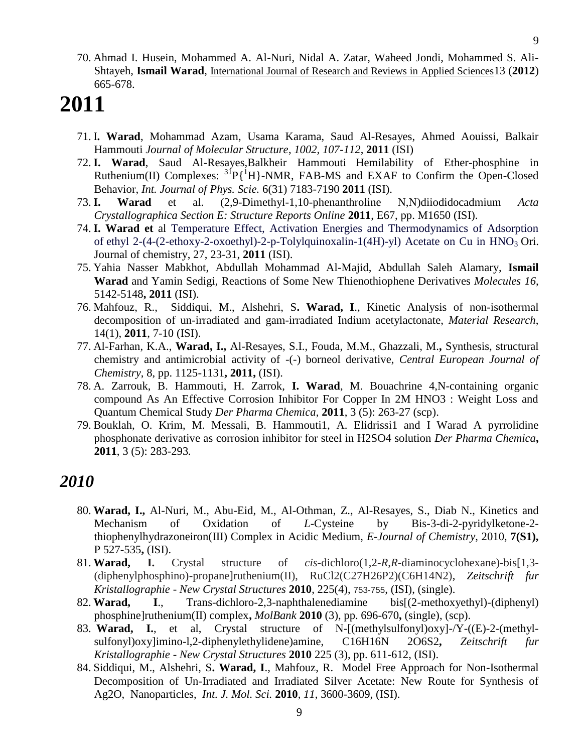70. Ahmad I. Husein, Mohammed A. Al-Nuri, Nidal A. Zatar, Waheed Jondi, Mohammed S. Ali-Shtayeh, **Ismail Warad**, International Journal of Research and Reviews in Applied Sciences13 (**2012**) 665-678.

# 2011

71. I**. Warad**, Mohammad Azam, Usama Karama, Saud Al-Resayes, Ahmed Aouissi, Balkair Hammouti *Journal of Molecular Structure*, *1002, 107-112*, **2011** (ISI)
72. **I. Warad**, Saud Al-Resayes,Balkheir Hammouti Hemilability of Ether-phosphine in Ruthenium(II) Complexes: $^{31}P\{^{1}H\}$-NMR, FAB-MS and EXAF to Confirm the Open-Closed Behavior, *Int. Journal of Phys. Scie.* 6(31) 7183-7190 **2011** (ISI).
73. **I. Warad** et al. (2,9-Dimethyl-1,10-phenanthroline N,N)diiodidocadmium *Acta Crystallographica Section E: Structure Reports Online* **2011**, E67, pp. M1650 (ISI).
74. **I. Warad et** al Temperature Effect, Activation Energies and Thermodynamics of Adsorption of ethyl 2-(4-(2-ethoxy-2-oxoethyl)-2-p-Tolylquinoxalin-1(4H)-yl) Acetate on Cu in $HNO_3$ Ori. Journal of chemistry, 27, 23-31, **2011** (ISI).
75. Yahia Nasser Mabkhot, Abdullah Mohammad Al-Majid, Abdullah Saleh Alamary, **Ismail Warad** and Yamin Sedigi, Reactions of Some New Thienothiophene Derivatives *Molecules 16*, 5142-5148**, 2011** (ISI).
76. Mahfouz, R., Siddiqui, M., Alshehri, S**. Warad, I**., Kinetic Analysis of non-isothermal decomposition of un-irradiated and gam-irradiated Indium acetylactonate, *Material Research*, 14(1), **2011**, 7-10 (ISI).
77. Al-Farhan, K.A., **Warad, I.,** Al-Resayes, S.I., Fouda, M.M., Ghazzali, M.**,** Synthesis, structural chemistry and antimicrobial activity of -(-) borneol derivative, *Central European Journal of Chemistry*, 8, pp. 1125-1131**, 2011,** (ISI).
78. A. Zarrouk, B. Hammouti, H. Zarrok, **I. Warad**, M. Bouachrine 4,N-containing organic compound As An Effective Corrosion Inhibitor For Copper In 2M HNO3 : Weight Loss and Quantum Chemical Study *Der Pharma Chemica*, **2011**, 3 (5): 263-27 (scp).
79. Bouklah, O. Krim, M. Messali, B. Hammouti1, A. Elidrissi1 and I Warad A pyrrolidine phosphonate derivative as corrosion inhibitor for steel in H2SO4 solution *Der Pharma Chemica***,** **2011**, 3 (5): 283-293*.*

## *2010*

80. **Warad, I.,** Al-Nuri, M., Abu-Eid, M., Al-Othman, Z., Al-Resayes, S., Diab N., Kinetics and Mechanism of Oxidation of *L*-Cysteine by Bis-3-di-2-pyridylketone-2-thiophenylhydrazoneiron(III) Complex in Acidic Medium, *E-Journal of Chemistry*, 2010, **7(S1),** P 527-535**,** (ISI).
81. **Warad, I.** Crystal structure of *cis*-dichloro(1,2-*R*,*R*-diaminocyclohexane)-bis[1,3-(diphenylphosphino)-propane]ruthenium(II), RuCl2(C27H26P2)(C6H14N2), *Zeitschrift fur Kristallographie - New Crystal Structures* **2010**, 225(4), 753-755, (ISI), (single).
82. **Warad, I**., Trans-dichloro-2,3-naphthalenediamine bis[(2-methoxyethyl)-(diphenyl) phosphine]ruthenium(II) complex**,** *MolBank* **2010** (3), pp. 696-670**,** (single), (scp).
83. **Warad, I.**, et al, Crystal structure of N-[(methylsulfonyl)oxy]-/Y-((E)-2-(methyl-sulfonyl)oxy]imino-l,2-diphenylethylidene)amine, C16H16N 2O6S2**,** *Zeitschrift fur Kristallographie - New Crystal Structures* **2010** 225 (3), pp. 611-612, (ISI).
84. Siddiqui, M., Alshehri, S**. Warad, I**., Mahfouz, R. Model Free Approach for Non-Isothermal Decomposition of Un-Irradiated and Irradiated Silver Acetate: New Route for Synthesis of Ag2O, Nanoparticles, *Int. J. Mol. Sci.* **2010**, *11*, 3600-3609, (ISI).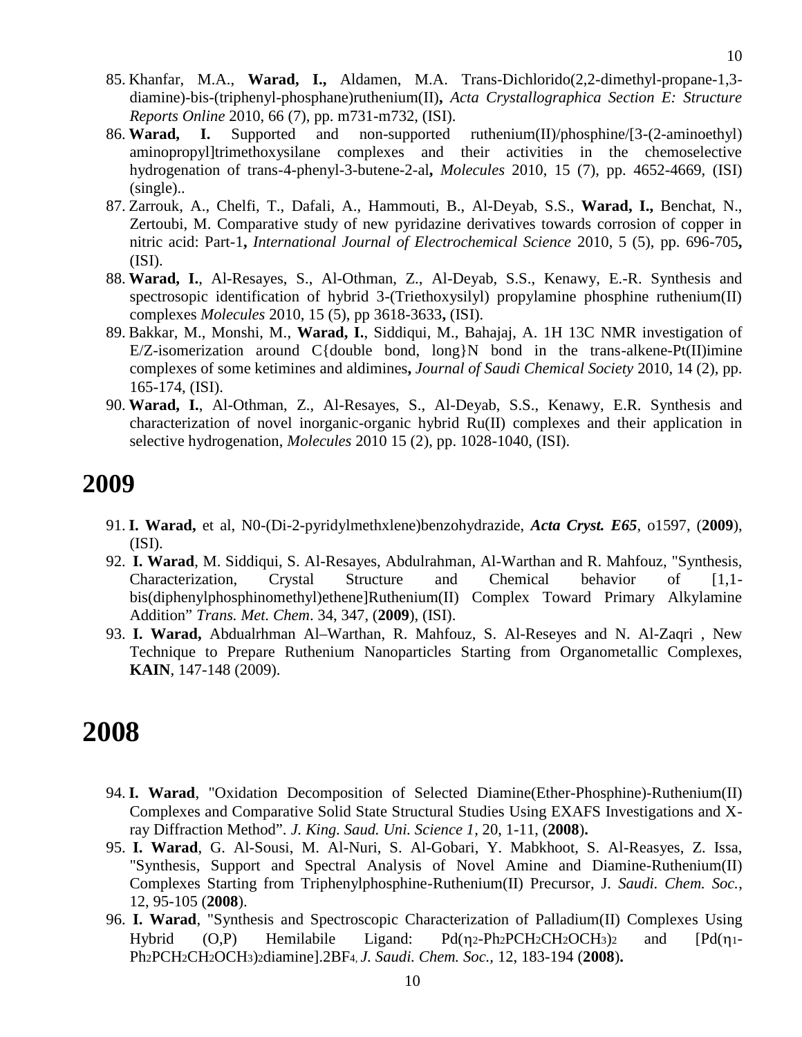85. Khanfar, M.A., **Warad, I.,** Aldamen, M.A. Trans-Dichlorido(2,2-dimethyl-propane-1,3-diamine)-bis-(triphenyl-phosphane)ruthenium(II)**,** *Acta Crystallographica Section E: Structure Reports Online* 2010, 66 (7), pp. m731-m732, (ISI).
86. **Warad, I.** Supported and non-supported ruthenium(II)/phosphine/[3-(2-aminoethyl) aminopropyl]trimethoxysilane complexes and their activities in the chemoselective hydrogenation of trans-4-phenyl-3-butene-2-al**,** *Molecules* 2010, 15 (7), pp. 4652-4669, (ISI) (single)..
87. Zarrouk, A., Chelfi, T., Dafali, A., Hammouti, B., Al-Deyab, S.S., **Warad, I.,** Benchat, N., Zertoubi, M. Comparative study of new pyridazine derivatives towards corrosion of copper in nitric acid: Part-1**,** *International Journal of Electrochemical Science* 2010, 5 (5), pp. 696-705**,** (ISI).
88. **Warad, I.**, Al-Resayes, S., Al-Othman, Z., Al-Deyab, S.S., Kenawy, E.-R. Synthesis and spectrosopic identification of hybrid 3-(Triethoxysilyl) propylamine phosphine ruthenium(II) complexes *Molecules* 2010, 15 (5), pp 3618-3633**,** (ISI).
89. Bakkar, M., Monshi, M., **Warad, I.**, Siddiqui, M., Bahajaj, A. 1H 13C NMR investigation of E/Z-isomerization around C{double bond, long}N bond in the trans-alkene-Pt(II)imine complexes of some ketimines and aldimines**,** *Journal of Saudi Chemical Society* 2010, 14 (2), pp. 165-174, (ISI).
90. **Warad, I.**, Al-Othman, Z., Al-Resayes, S., Al-Deyab, S.S., Kenawy, E.R. Synthesis and characterization of novel inorganic-organic hybrid Ru(II) complexes and their application in selective hydrogenation, *Molecules* 2010 15 (2), pp. 1028-1040, (ISI).

# 2009

91. **I. Warad,** et al, N0-(Di-2-pyridylmethxlene)benzohydrazide, ***Acta Cryst. E65***, o1597, (**2009**), (ISI).
92. **I. Warad**, M. Siddiqui, S. Al-Resayes, Abdulrahman, Al-Warthan and R. Mahfouz, "Synthesis, Characterization, Crystal Structure and Chemical behavior of [1,1-bis(diphenylphosphinomethyl)ethene]Ruthenium(II) Complex Toward Primary Alkylamine Addition" *Trans. Met. Chem*. 34, 347, (**2009**), (ISI).
93. **I. Warad,** Abdualrhman Al–Warthan, R. Mahfouz, S. Al-Reseyes and N. Al-Zaqri , New Technique to Prepare Ruthenium Nanoparticles Starting from Organometallic Complexes, **KAIN**, 147-148 (2009).

# 2008

94. **I. Warad**, "Oxidation Decomposition of Selected Diamine(Ether-Phosphine)-Ruthenium(II) Complexes and Comparative Solid State Structural Studies Using EXAFS Investigations and X-ray Diffraction Method". *J. King. Saud. Uni. Science 1*, 20, 1-11, (**2008**)**.**
95. **I. Warad**, G. Al-Sousi, M. Al-Nuri, S. Al-Gobari, Y. Mabkhoot, S. Al-Reasyes, Z. Issa, "Synthesis, Support and Spectral Analysis of Novel Amine and Diamine-Ruthenium(II) Complexes Starting from Triphenylphosphine-Ruthenium(II) Precursor, J. *Saudi. Chem. Soc.*, 12, 95-105 (**2008**).
96. **I. Warad**, "Synthesis and Spectroscopic Characterization of Palladium(II) Complexes Using Hybrid (O,P) Hemilabile Ligand: Pd($\eta_2$-$Ph_2PCH_2CH_2OCH_3$)$_2$ and [Pd($\eta_1$-$Ph_2PCH_2CH_2OCH_3$)$_2$diamine].2$BF_4$, *J. Saudi. Chem. Soc.,* 12, 183-194 (**2008**)**.**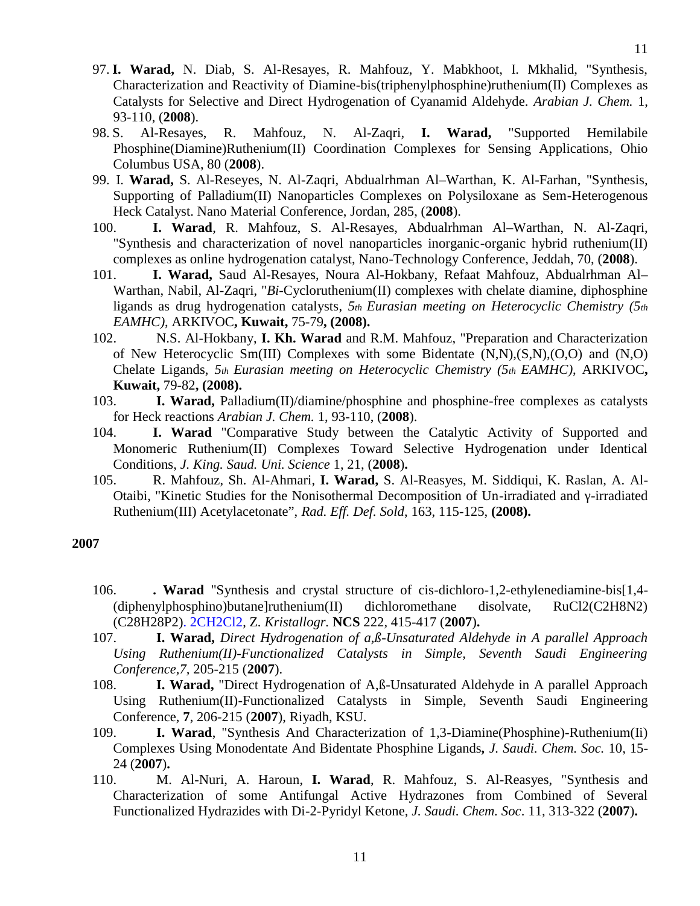97. **I. Warad,** N. Diab, S. Al-Resayes, R. Mahfouz, Y. Mabkhoot, I. Mkhalid, "Synthesis, Characterization and Reactivity of Diamine-bis(triphenylphosphine)ruthenium(II) Complexes as Catalysts for Selective and Direct Hydrogenation of Cyanamid Aldehyde. *Arabian J. Chem.* 1, 93-110, (**2008**).
98. S. Al-Resayes, R. Mahfouz, N. Al-Zaqri, **I. Warad,** "Supported Hemilabile Phosphine(Diamine)Ruthenium(II) Coordination Complexes for Sensing Applications, Ohio Columbus USA, 80 (**2008**).
99. I. **Warad,** S. Al-Reseyes, N. Al-Zaqri, Abdualrhman Al–Warthan, K. Al-Farhan, "Synthesis, Supporting of Palladium(II) Nanoparticles Complexes on Polysiloxane as Sem-Heterogenous Heck Catalyst. Nano Material Conference, Jordan, 285, (**2008**).
100. **I. Warad**, R. Mahfouz, S. Al-Resayes, Abdualrhman Al–Warthan, N. Al-Zaqri, "Synthesis and characterization of novel nanoparticles inorganic-organic hybrid ruthenium(II) complexes as online hydrogenation catalyst, Nano-Technology Conference, Jeddah, 70, (**2008**).
101. **I. Warad,** Saud Al-Resayes, Noura Al-Hokbany, Refaat Mahfouz, Abdualrhman Al–Warthan, Nabil, Al-Zaqri, "*Bi*-Cycloruthenium(II) complexes with chelate diamine, diphosphine ligands as drug hydrogenation catalysts, *5th Eurasian meeting on Heterocyclic Chemistry (5th EAMHC)*, ARKIVOC**, Kuwait,** 75-79**, (2008).**
102. N.S. Al-Hokbany, **I. Kh. Warad** and R.M. Mahfouz, "Preparation and Characterization of New Heterocyclic Sm(III) Complexes with some Bidentate (N,N),(S,N),(O,O) and (N,O) Chelate Ligands, *5th Eurasian meeting on Heterocyclic Chemistry (5th EAMHC)*, ARKIVOC**, Kuwait,** 79-82**, (2008).**
103. **I. Warad,** Palladium(II)/diamine/phosphine and phosphine-free complexes as catalysts for Heck reactions *Arabian J. Chem.* 1, 93-110, (**2008**).
104. **I. Warad** "Comparative Study between the Catalytic Activity of Supported and Monomeric Ruthenium(II) Complexes Toward Selective Hydrogenation under Identical Conditions, *J. King. Saud. Uni. Science* 1, 21, (**2008**)**.**
105. R. Mahfouz, Sh. Al-Ahmari, **I. Warad,** S. Al-Reasyes, M. Siddiqui, K. Raslan, A. Al-Otaibi, "Kinetic Studies for the Nonisothermal Decomposition of Un-irradiated and γ-irradiated Ruthenium(III) Acetylacetonate", *Rad. Eff. Def. Sold,* 163, 115-125, **(2008).**

**2007**

106. **. Warad** "Synthesis and crystal structure of cis-dichloro-1,2-ethylenediamine-bis[1,4-(diphenylphosphino)butane]ruthenium(II) dichloromethane disolvate, RuCl2(C2H8N2)(C28H28P2). 2CH2Cl2, Z*. Kristallogr.* **NCS** 222, 415-417 (**2007**)**.**
107. **I. Warad,** *Direct Hydrogenation of a,ß-Unsaturated Aldehyde in A parallel Approach Using Ruthenium(II)-Functionalized Catalysts in Simple, Seventh Saudi Engineering Conference,7*, 205-215 (**2007**).
108. **I. Warad,** "Direct Hydrogenation of A,ß-Unsaturated Aldehyde in A parallel Approach Using Ruthenium(II)-Functionalized Catalysts in Simple, Seventh Saudi Engineering Conference, **7**, 206-215 (**2007**), Riyadh, KSU.
109. **I. Warad**, "Synthesis And Characterization of 1,3-Diamine(Phosphine)-Ruthenium(Ii) Complexes Using Monodentate And Bidentate Phosphine Ligands**,** *J. Saudi. Chem. Soc.* 10, 15-24 (**2007**)**.**
110. M. Al-Nuri, A. Haroun, **I. Warad**, R. Mahfouz, S. Al-Reasyes, "Synthesis and Characterization of some Antifungal Active Hydrazones from Combined of Several Functionalized Hydrazides with Di-2-Pyridyl Ketone, *J. Saudi. Chem. Soc*. 11, 313-322 (**2007**)**.**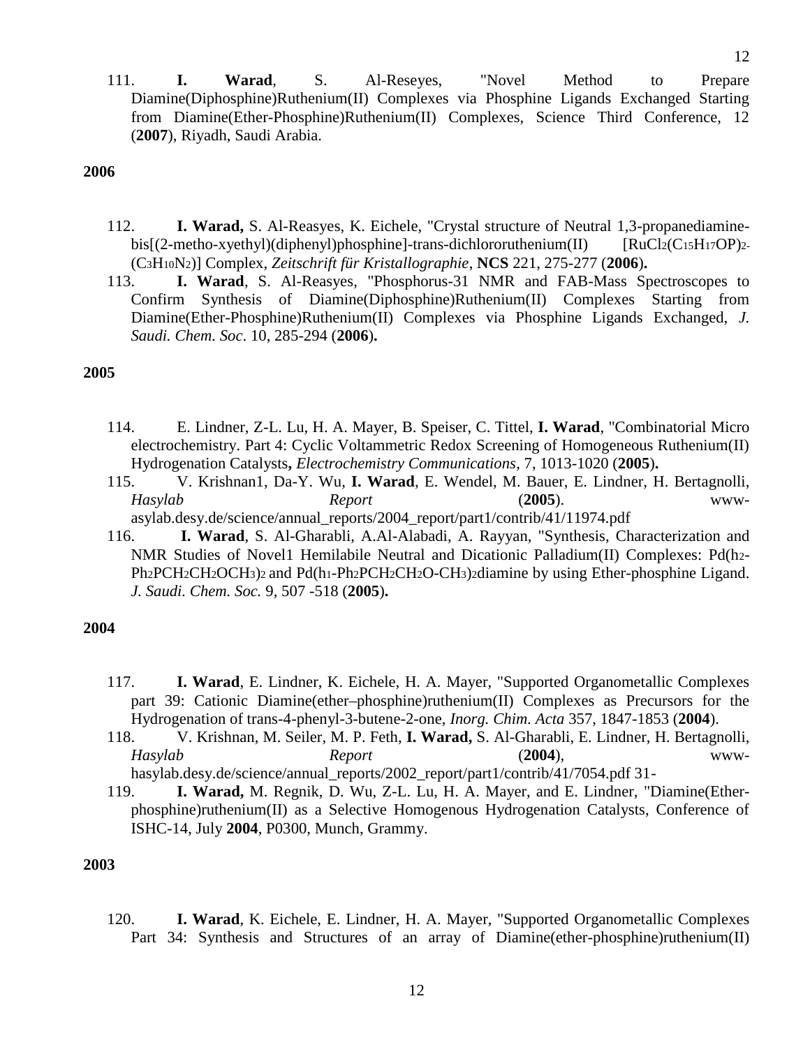111. **I. Warad**, S. Al-Reseyes, "Novel Method to Prepare Diamine(Diphosphine)Ruthenium(II) Complexes via Phosphine Ligands Exchanged Starting from Diamine(Ether-Phosphine)Ruthenium(II) Complexes, Science Third Conference, 12 (**2007**), Riyadh, Saudi Arabia.

**2006**

112. **I. Warad,** S. Al-Reasyes, K. Eichele, "Crystal structure of Neutral 1,3-propanediamine-bis[(2-metho-xyethyl)(diphenyl)phosphine]-trans-dichlororuthenium(II) [$RuCl_2(C_{15}H_{17}OP)_2$-($C_3H_{10}N_2$)] Complex, *Zeitschrift für Kristallographie*, **NCS** 221, 275-277 (**2006**)**.**
113. **I. Warad**, S. Al-Reasyes, "Phosphorus-31 NMR and FAB-Mass Spectroscopes to Confirm Synthesis of Diamine(Diphosphine)Ruthenium(II) Complexes Starting from Diamine(Ether-Phosphine)Ruthenium(II) Complexes via Phosphine Ligands Exchanged, *J. Saudi. Chem. Soc*. 10, 285-294 (**2006**)**.**

**2005**

114. E. Lindner, Z-L. Lu, H. A. Mayer, B. Speiser, C. Tittel, **I. Warad**, "Combinatorial Micro electrochemistry. Part 4: Cyclic Voltammetric Redox Screening of Homogeneous Ruthenium(II) Hydrogenation Catalysts**,** *Electrochemistry Communications*, 7, 1013-1020 (**2005**)**.**
115. V. Krishnan1, Da-Y. Wu, **I. Warad**, E. Wendel, M. Bauer, E. Lindner, H. Bertagnolli, *Hasylab Report* (**2005**). www-asylab.desy.de/science/annual_reports/2004_report/part1/contrib/41/11974.pdf
116. **I. Warad**, S. Al-Gharabli, A.Al-Alabadi, A. Rayyan, "Synthesis, Characterization and NMR Studies of Novel1 Hemilabile Neutral and Dicationic Palladium(II) Complexes: Pd($h_2$-$Ph_2PCH_2CH_2OCH_3)_2$ and Pd($h_1$-$Ph_2PCH_2CH_2O$-$CH_3)_2$diamine by using Ether-phosphine Ligand. *J. Saudi. Chem. Soc.* 9, 507 -518 (**2005**)**.**

**2004**

117. **I. Warad**, E. Lindner, K. Eichele, H. A. Mayer, "Supported Organometallic Complexes part 39: Cationic Diamine(ether–phosphine)ruthenium(II) Complexes as Precursors for the Hydrogenation of trans-4-phenyl-3-butene-2-one, *Inorg. Chim. Acta* 357, 1847-1853 (**2004**).
118. V. Krishnan, M. Seiler, M. P. Feth, **I. Warad,** S. Al-Gharabli, E. Lindner, H. Bertagnolli, *Hasylab Report* (**2004**), www-hasylab.desy.de/science/annual_reports/2002_report/part1/contrib/41/7054.pdf 31-
119. **I. Warad,** M. Regnik, D. Wu, Z-L. Lu, H. A. Mayer, and E. Lindner, "Diamine(Ether-phosphine)ruthenium(II) as a Selective Homogenous Hydrogenation Catalysts, Conference of ISHC-14, July **2004**, P0300, Munch, Grammy.

**2003**

120. **I. Warad**, K. Eichele, E. Lindner, H. A. Mayer, "Supported Organometallic Complexes Part 34: Synthesis and Structures of an array of Diamine(ether-phosphine)ruthenium(II)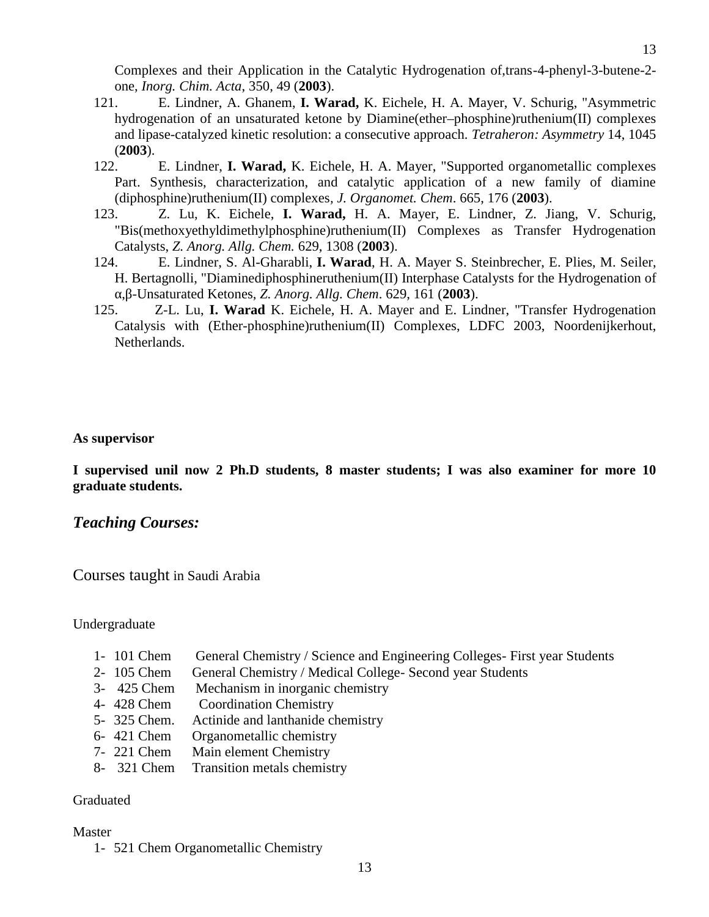Complexes and their Application in the Catalytic Hydrogenation of,trans-4-phenyl-3-butene-2-one, *Inorg. Chim. Acta*, 350, 49 (**2003**).

121. E. Lindner, A. Ghanem, **I. Warad,** K. Eichele, H. A. Mayer, V. Schurig, "Asymmetric hydrogenation of an unsaturated ketone by Diamine(ether–phosphine)ruthenium(II) complexes and lipase-catalyzed kinetic resolution: a consecutive approach. *Tetraheron: Asymmetry* 14, 1045 (**2003**).
122. E. Lindner, **I. Warad,** K. Eichele, H. A. Mayer, "Supported organometallic complexes Part. Synthesis, characterization, and catalytic application of a new family of diamine (diphosphine)ruthenium(II) complexes, *J. Organomet. Chem*. 665, 176 (**2003**).
123. Z. Lu, K. Eichele, **I. Warad,** H. A. Mayer, E. Lindner, Z. Jiang, V. Schurig, "Bis(methoxyethyldimethylphosphine)ruthenium(II) Complexes as Transfer Hydrogenation Catalysts, *Z. Anorg. Allg. Chem.* 629, 1308 (**2003**).
124. E. Lindner, S. Al-Gharabli, **I. Warad**, H. A. Mayer S. Steinbrecher, E. Plies, M. Seiler, H. Bertagnolli, "Diaminediphosphineruthenium(II) Interphase Catalysts for the Hydrogenation of α,β-Unsaturated Ketones, *Z. Anorg. Allg. Chem*. 629, 161 (**2003**).
125. Z-L. Lu, **I. Warad** K. Eichele, H. A. Mayer and E. Lindner, "Transfer Hydrogenation Catalysis with (Ether-phosphine)ruthenium(II) Complexes, LDFC 2003, Noordenijkerhout, Netherlands.

**As supervisor**

**I supervised unil now 2 Ph.D students, 8 master students; I was also examiner for more 10 graduate students.**

## *Teaching Courses:*

Courses taught in Saudi Arabia

Undergraduate

1- 101 Chem  General Chemistry / Science and Engineering Colleges- First year Students
2- 105 Chem  General Chemistry / Medical College- Second year Students
3- 425 Chem  Mechanism in inorganic chemistry
4- 428 Chem  Coordination Chemistry
5- 325 Chem.  Actinide and lanthanide chemistry
6- 421 Chem  Organometallic chemistry
7- 221 Chem  Main element Chemistry
8- 321 Chem  Transition metals chemistry

Graduated

Master

1- 521 Chem Organometallic Chemistry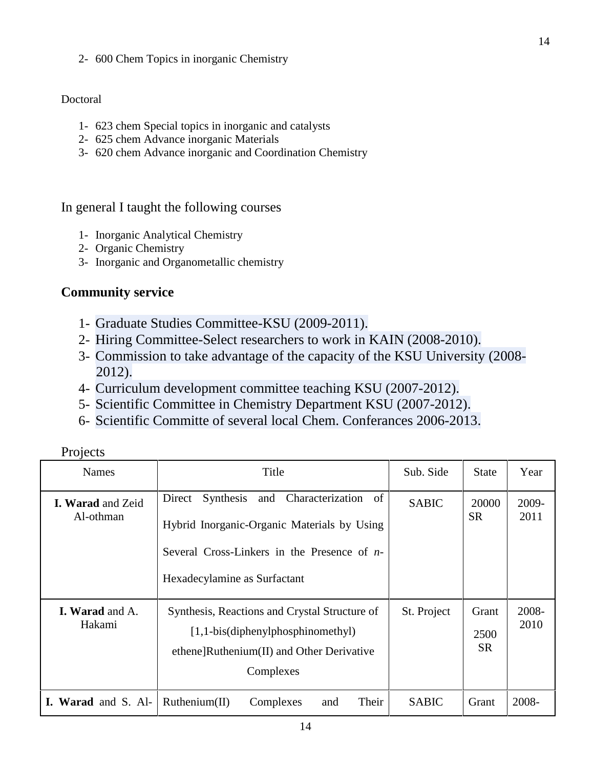2- 600 Chem Topics in inorganic Chemistry

Doctoral

1- 623 chem Special topics in inorganic and catalysts
2- 625 chem Advance inorganic Materials
3- 620 chem Advance inorganic and Coordination Chemistry

In general I taught the following courses

1- Inorganic Analytical Chemistry
2- Organic Chemistry
3- Inorganic and Organometallic chemistry

## Community service

1- Graduate Studies Committee-KSU (2009-2011).
2- Hiring Committee-Select researchers to work in KAIN (2008-2010).
3- Commission to take advantage of the capacity of the KSU University (2008-2012).
4- Curriculum development committee teaching KSU (2007-2012).
5- Scientific Committee in Chemistry Department KSU (2007-2012).
6- Scientific Committe of several local Chem. Conferances 2006-2013.

Projects

| Names | Title | Sub. Side | State | Year |
|---|---|---|---|---|
| **I. Warad** and Zeid Al-othman | Direct Synthesis and Characterization of Hybrid Inorganic-Organic Materials by Using Several Cross-Linkers in the Presence of *n*-Hexadecylamine as Surfactant | SABIC | 20000 SR | 2009-2011 |
| **I. Warad** and A. Hakami | Synthesis, Reactions and Crystal Structure of [1,1-bis(diphenylphosphinomethyl) ethene]Ruthenium(II) and Other Derivative Complexes | St. Project | Grant 2500 SR | 2008-2010 |
| **I. Warad** and S. Al- | Ruthenium(II) Complexes and Their | SABIC | Grant | 2008- |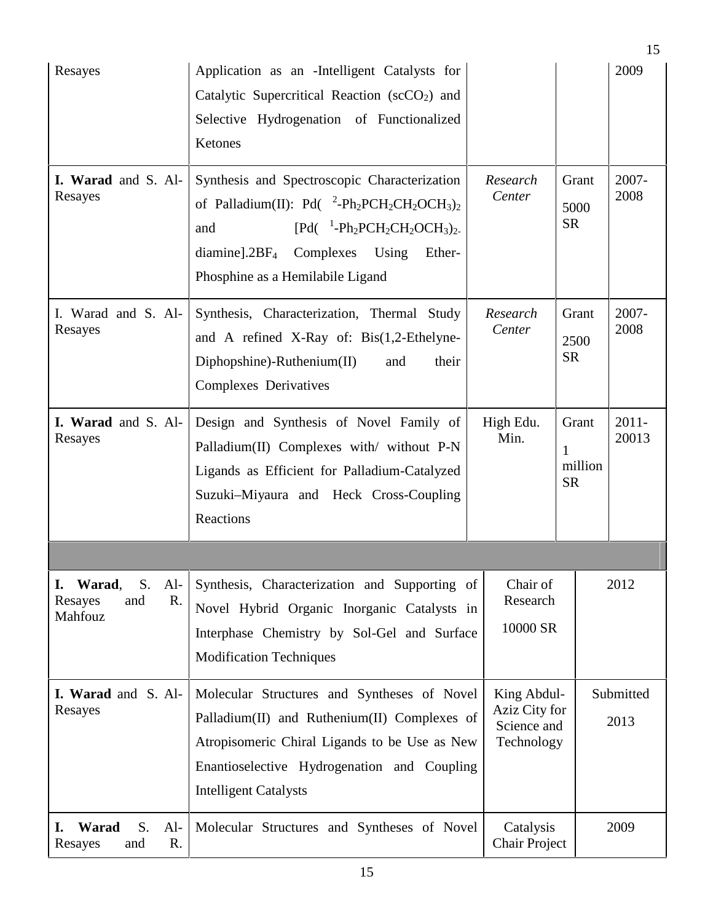| | | | | |
|---|---|---|---|---|
| Resayes | Application as an -Intelligent Catalysts for Catalytic Supercritical Reaction ($scCO_2$) and Selective Hydrogenation of Functionalized Ketones | | | 2009 |
| **I. Warad** and S. Al-Resayes | Synthesis and Spectroscopic Characterization of Palladium(II): Pd( $^2$-$Ph_2PCH_2CH_2OCH_3)_2$ and [Pd( $^1$-$Ph_2PCH_2CH_2OCH_3)_2$-diamine].$2BF_4$ Complexes Using Ether-Phosphine as a Hemilabile Ligand | *Research Center* | Grant 5000 SR | 2007-2008 |
| I. Warad and S. Al-Resayes | Synthesis, Characterization, Thermal Study and A refined X-Ray of: Bis(1,2-Ethelyne-Diphopshine)-Ruthenium(II) and their Complexes Derivatives | *Research Center* | Grant 2500 SR | 2007-2008 |
| **I. Warad** and S. Al-Resayes | Design and Synthesis of Novel Family of Palladium(II) Complexes with/ without P-N Ligands as Efficient for Palladium-Catalyzed Suzuki–Miyaura and Heck Cross-Coupling Reactions | High Edu. Min. | Grant 1 million SR | 2011-20013 |

| | | | |
|---|---|---|---|
| **I. Warad**, S. Al-Resayes and R. Mahfouz | Synthesis, Characterization and Supporting of Novel Hybrid Organic Inorganic Catalysts in Interphase Chemistry by Sol-Gel and Surface Modification Techniques | Chair of Research 10000 SR | 2012 |
| **I. Warad** and S. Al-Resayes | Molecular Structures and Syntheses of Novel Palladium(II) and Ruthenium(II) Complexes of Atropisomeric Chiral Ligands to be Use as New Enantioselective Hydrogenation and Coupling Intelligent Catalysts | King Abdul-Aziz City for Science and Technology | Submitted 2013 |
| **I. Warad** S. Al-Resayes and R. | Molecular Structures and Syntheses of Novel | Catalysis Chair Project | 2009 |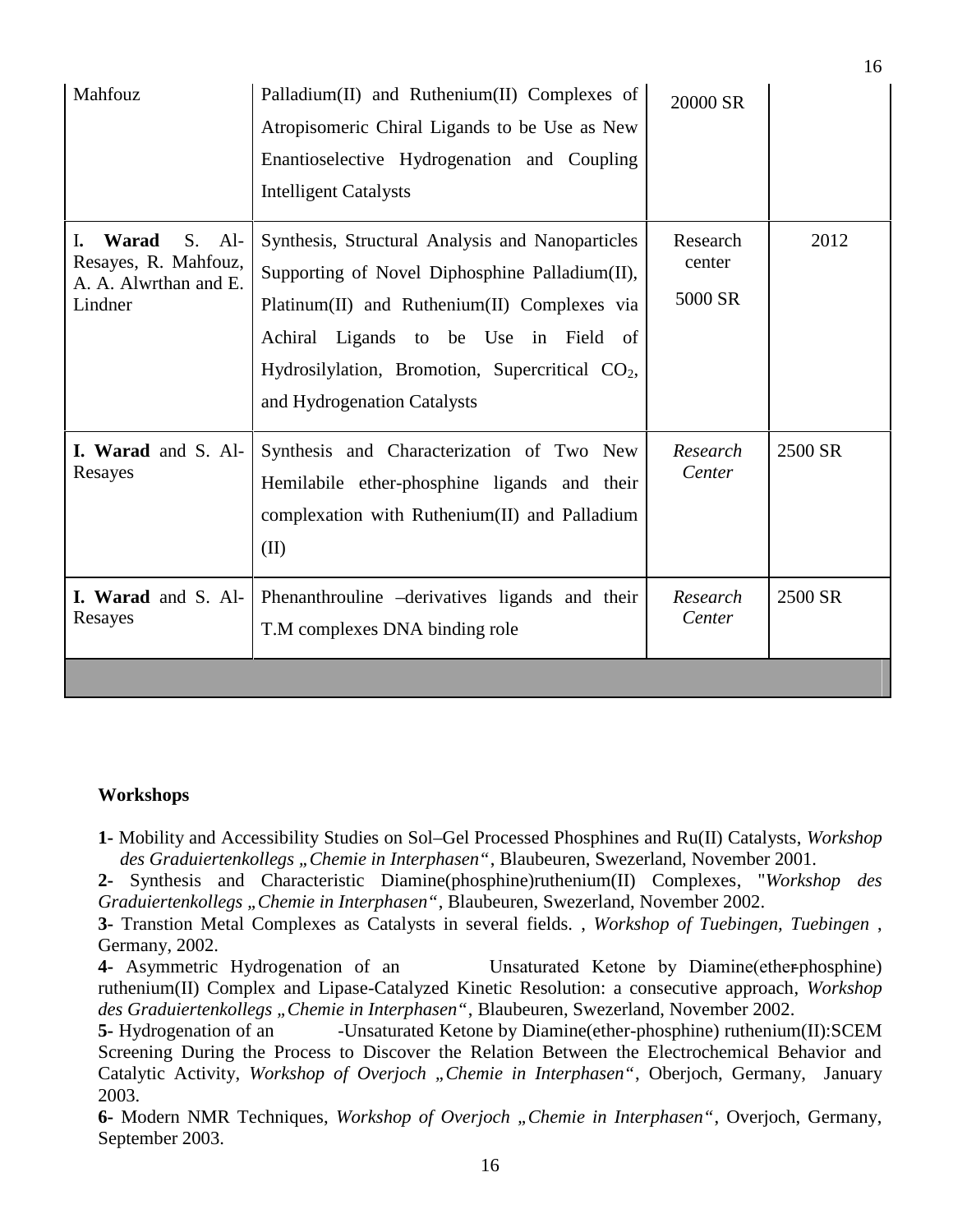| | | | |
|---|---|---|---|
| Mahfouz | Palladium(II) and Ruthenium(II) Complexes of Atropisomeric Chiral Ligands to be Use as New Enantioselective Hydrogenation and Coupling Intelligent Catalysts | 20000 SR | |
| I. **Warad** S. Al-Resayes, R. Mahfouz, A. A. Alwrthan and E. Lindner | Synthesis, Structural Analysis and Nanoparticles Supporting of Novel Diphosphine Palladium(II), Platinum(II) and Ruthenium(II) Complexes via Achiral Ligands to be Use in Field of Hydrosilylation, Bromotion, Supercritical $CO_2$, and Hydrogenation Catalysts | Research center 5000 SR | 2012 |
| **I. Warad** and S. Al-Resayes | Synthesis and Characterization of Two New Hemilabile ether-phosphine ligands and their complexation with Ruthenium(II) and Palladium (II) | *Research Center* | 2500 SR |
| **I. Warad** and S. Al-Resayes | Phenanthrouline –derivatives ligands and their T.M complexes DNA binding role | *Research Center* | 2500 SR |
| | | | |

**Workshops**

**1-** Mobility and Accessibility Studies on Sol–Gel Processed Phosphines and Ru(II) Catalysts, *Workshop des Graduiertenkollegs „Chemie in Interphasen"*, Blaubeuren, Swezerland, November 2001.

**2-** Synthesis and Characteristic Diamine(phosphine)ruthenium(II) Complexes, "*Workshop des Graduiertenkollegs „Chemie in Interphasen"*, Blaubeuren, Swezerland, November 2002.

**3-** Transtion Metal Complexes as Catalysts in several fields. , *Workshop of Tuebingen, Tuebingen* , Germany, 2002.

**4-** Asymmetric Hydrogenation of an Unsaturated Ketone by Diamine(ether-phosphine) ruthenium(II) Complex and Lipase-Catalyzed Kinetic Resolution: a consecutive approach, *Workshop des Graduiertenkollegs „Chemie in Interphasen"*, Blaubeuren, Swezerland, November 2002.

**5-** Hydrogenation of an -Unsaturated Ketone by Diamine(ether-phosphine) ruthenium(II):SCEM Screening During the Process to Discover the Relation Between the Electrochemical Behavior and Catalytic Activity, *Workshop of Overjoch „Chemie in Interphasen"*, Oberjoch, Germany, January 2003.

**6-** Modern NMR Techniques, *Workshop of Overjoch „Chemie in Interphasen"*, Overjoch, Germany, September 2003.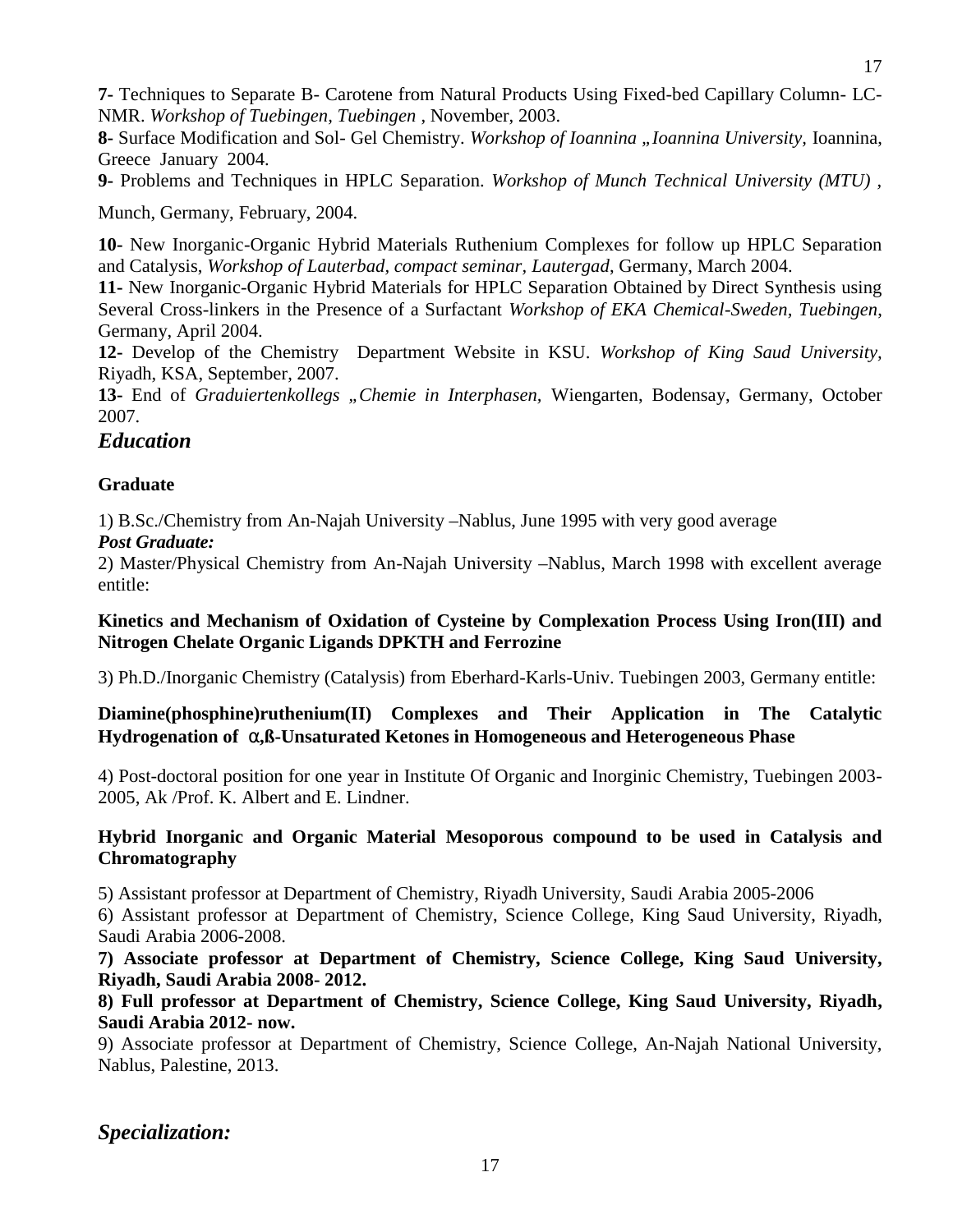**7-** Techniques to Separate B- Carotene from Natural Products Using Fixed-bed Capillary Column- LC-NMR. *Workshop of Tuebingen, Tuebingen* , November, 2003.

**8-** Surface Modification and Sol- Gel Chemistry. *Workshop of Ioannina „Ioannina University*, Ioannina, Greece January 2004.

**9-** Problems and Techniques in HPLC Separation. *Workshop of Munch Technical University (MTU) ,*

Munch, Germany, February, 2004.

**10-** New Inorganic-Organic Hybrid Materials Ruthenium Complexes for follow up HPLC Separation and Catalysis, *Workshop of Lauterbad, compact seminar, Lautergad*, Germany, March 2004.

**11-** New Inorganic-Organic Hybrid Materials for HPLC Separation Obtained by Direct Synthesis using Several Cross-linkers in the Presence of a Surfactant *Workshop of EKA Chemical-Sweden, Tuebingen,* Germany, April 2004.

**12-** Develop of the Chemistry Department Website in KSU. *Workshop of King Saud University,* Riyadh, KSA, September, 2007.

**13-** End of *Graduiertenkollegs „Chemie in Interphasen,* Wiengarten, Bodensay, Germany, October 2007.

## *Education*

**Graduate**

1) B.Sc./Chemistry from An-Najah University –Nablus, June 1995 with very good average

***Post Graduate:***

2) Master/Physical Chemistry from An-Najah University –Nablus, March 1998 with excellent average entitle:

**Kinetics and Mechanism of Oxidation of Cysteine by Complexation Process Using Iron(III) and Nitrogen Chelate Organic Ligands DPKTH and Ferrozine**

3) Ph.D./Inorganic Chemistry (Catalysis) from Eberhard-Karls-Univ. Tuebingen 2003, Germany entitle:

**Diamine(phosphine)ruthenium(II) Complexes and Their Application in The Catalytic Hydrogenation of α,ß-Unsaturated Ketones in Homogeneous and Heterogeneous Phase**

4) Post-doctoral position for one year in Institute Of Organic and Inorginic Chemistry, Tuebingen 2003-2005, Ak /Prof. K. Albert and E. Lindner.

**Hybrid Inorganic and Organic Material Mesoporous compound to be used in Catalysis and Chromatography**

5) Assistant professor at Department of Chemistry, Riyadh University, Saudi Arabia 2005-2006

6) Assistant professor at Department of Chemistry, Science College, King Saud University, Riyadh, Saudi Arabia 2006-2008.

**7) Associate professor at Department of Chemistry, Science College, King Saud University, Riyadh, Saudi Arabia 2008- 2012.**

**8) Full professor at Department of Chemistry, Science College, King Saud University, Riyadh, Saudi Arabia 2012- now.**

9) Associate professor at Department of Chemistry, Science College, An-Najah National University, Nablus, Palestine, 2013.

## *Specialization:*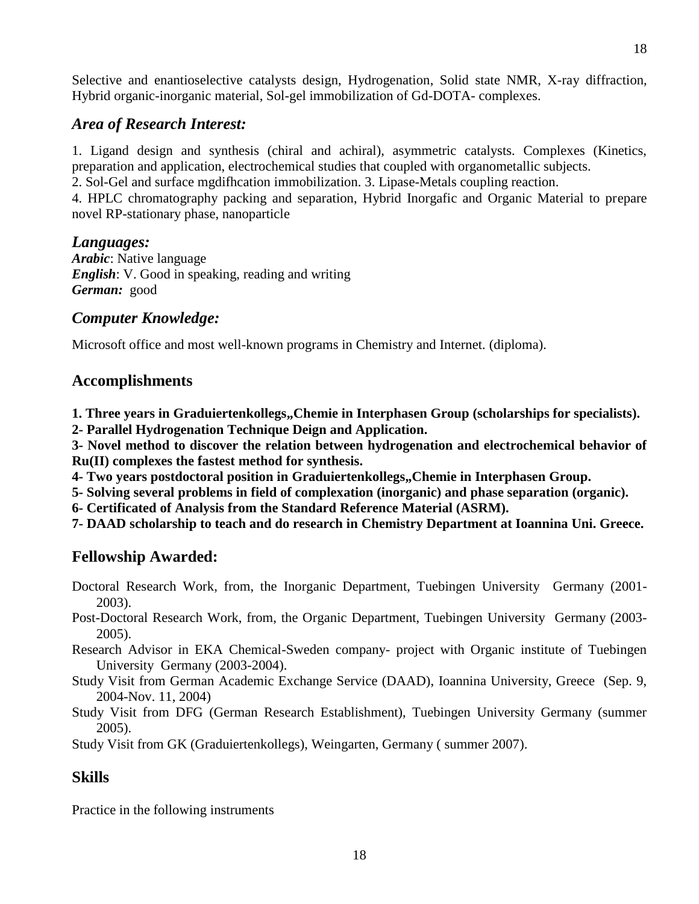Selective and enantioselective catalysts design, Hydrogenation, Solid state NMR, X-ray diffraction, Hybrid organic-inorganic material, Sol-gel immobilization of Gd-DOTA- complexes.

## *Area of Research Interest:*

1. Ligand design and synthesis (chiral and achiral), asymmetric catalysts. Complexes (Kinetics, preparation and application, electrochemical studies that coupled with organometallic subjects.
2. Sol-Gel and surface mgdifhcation immobilization. 3. Lipase-Metals coupling reaction.
4. HPLC chromatography packing and separation, Hybrid Inorgafic and Organic Material to prepare novel RP-stationary phase, nanoparticle

## *Languages:*

***Arabic***: Native language
***English***: V. Good in speaking, reading and writing
***German:*** good

## *Computer Knowledge:*

Microsoft office and most well-known programs in Chemistry and Internet. (diploma).

## Accomplishments

**1. Three years in Graduiertenkollegs„Chemie in Interphasen Group (scholarships for specialists).**
**2- Parallel Hydrogenation Technique Deign and Application.**
**3- Novel method to discover the relation between hydrogenation and electrochemical behavior of Ru(II) complexes the fastest method for synthesis.**
**4- Two years postdoctoral position in Graduiertenkollegs„Chemie in Interphasen Group.**
**5- Solving several problems in field of complexation (inorganic) and phase separation (organic).**
**6- Certificated of Analysis from the Standard Reference Material (ASRM).**
**7- DAAD scholarship to teach and do research in Chemistry Department at Ioannina Uni. Greece.**

## Fellowship Awarded:

Doctoral Research Work, from, the Inorganic Department, Tuebingen University Germany (2001-2003).

Post-Doctoral Research Work, from, the Organic Department, Tuebingen University Germany (2003-2005).

Research Advisor in EKA Chemical-Sweden company- project with Organic institute of Tuebingen University Germany (2003-2004).

Study Visit from German Academic Exchange Service (DAAD), Ioannina University, Greece (Sep. 9, 2004-Nov. 11, 2004)

Study Visit from DFG (German Research Establishment), Tuebingen University Germany (summer 2005).

Study Visit from GK (Graduiertenkollegs), Weingarten, Germany ( summer 2007).

## Skills

Practice in the following instruments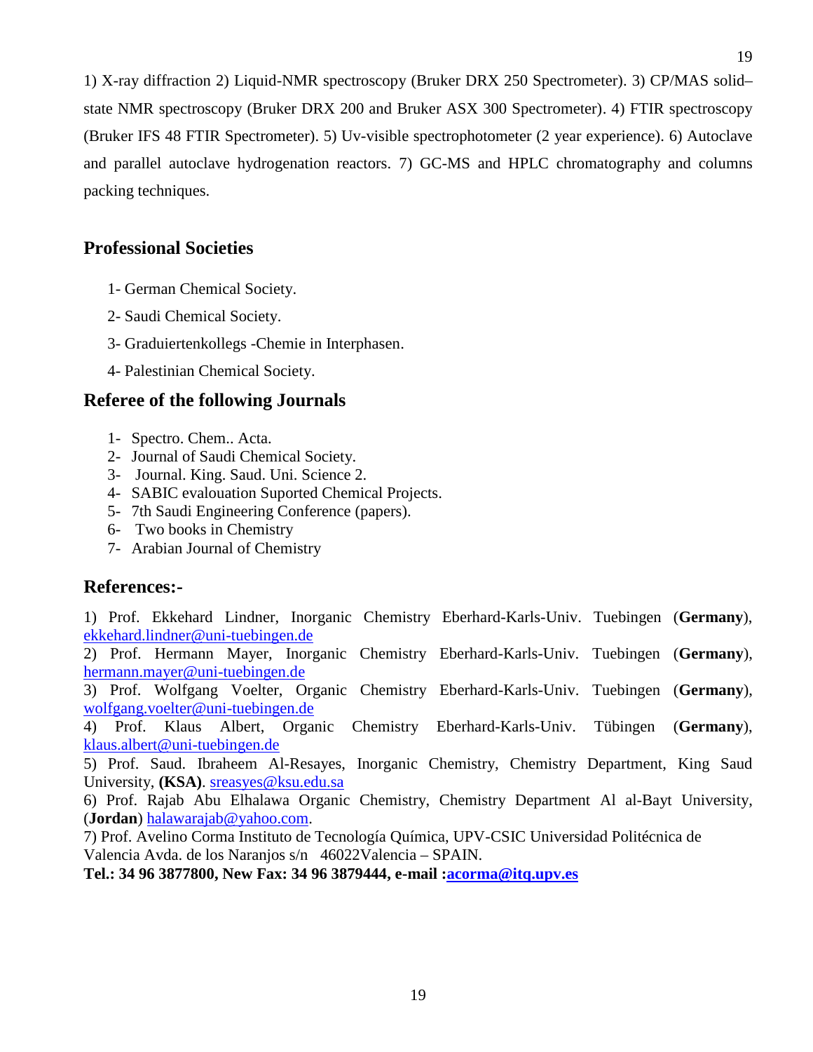1) X-ray diffraction 2) Liquid-NMR spectroscopy (Bruker DRX 250 Spectrometer). 3) CP/MAS solid–state NMR spectroscopy (Bruker DRX 200 and Bruker ASX 300 Spectrometer). 4) FTIR spectroscopy (Bruker IFS 48 FTIR Spectrometer). 5) Uv-visible spectrophotometer (2 year experience). 6) Autoclave and parallel autoclave hydrogenation reactors. 7) GC-MS and HPLC chromatography and columns packing techniques.

## Professional Societies

1- German Chemical Society.

2- Saudi Chemical Society.

3- Graduiertenkollegs -Chemie in Interphasen.

4- Palestinian Chemical Society.

## Referee of the following Journals

1- Spectro. Chem.. Acta.
2- Journal of Saudi Chemical Society.
3- Journal. King. Saud. Uni. Science 2.
4- SABIC evalouation Suported Chemical Projects.
5- 7th Saudi Engineering Conference (papers).
6- Two books in Chemistry
7- Arabian Journal of Chemistry

## References:-

1) Prof. Ekkehard Lindner, Inorganic Chemistry Eberhard-Karls-Univ. Tuebingen (**Germany**), ekkehard.lindner@uni-tuebingen.de
2) Prof. Hermann Mayer, Inorganic Chemistry Eberhard-Karls-Univ. Tuebingen (**Germany**), hermann.mayer@uni-tuebingen.de
3) Prof. Wolfgang Voelter, Organic Chemistry Eberhard-Karls-Univ. Tuebingen (**Germany**), wolfgang.voelter@uni-tuebingen.de
4) Prof. Klaus Albert, Organic Chemistry Eberhard-Karls-Univ. Tübingen (**Germany**), klaus.albert@uni-tuebingen.de
5) Prof. Saud. Ibraheem Al-Resayes, Inorganic Chemistry, Chemistry Department, King Saud University, **(KSA)**. sreasyes@ksu.edu.sa
6) Prof. Rajab Abu Elhalawa Organic Chemistry, Chemistry Department Al al-Bayt University, (**Jordan**) halawarajab@yahoo.com.
7) Prof. Avelino Corma Instituto de Tecnología Química, UPV-CSIC Universidad Politécnica de Valencia Avda. de los Naranjos s/n 46022Valencia – SPAIN.
**Tel.: 34 96 3877800, New Fax: 34 96 3879444, e-mail :acorma@itq.upv.es**